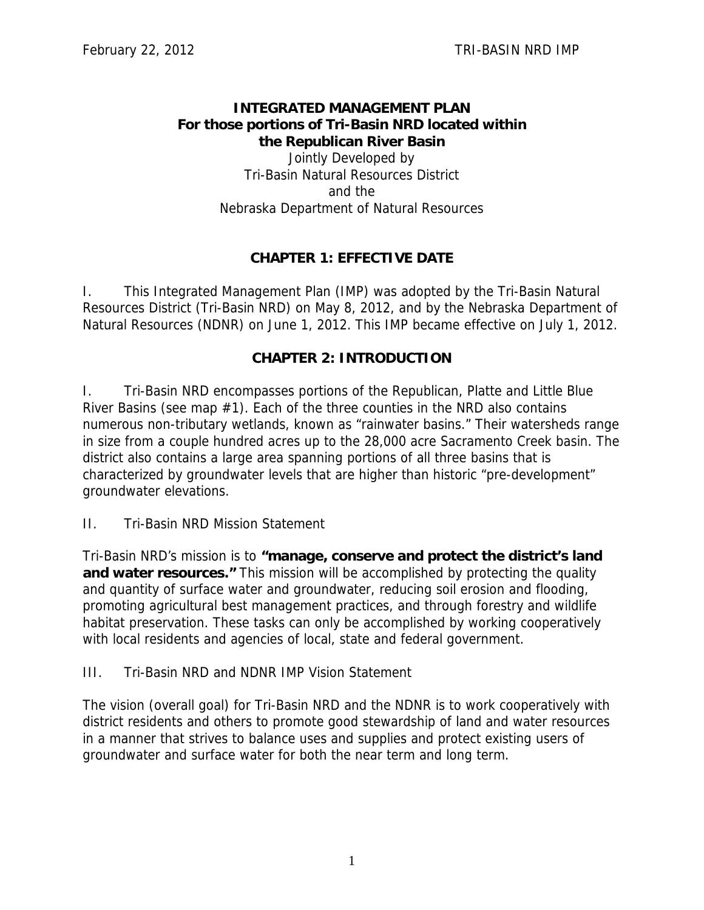# INTEGRATED MANAGEMENT PLAN
## For those portions of Tri-Basin NRD located within the Republican River Basin

Jointly Developed by
Tri-Basin Natural Resources District
and the
Nebraska Department of Natural Resources

## CHAPTER 1: EFFECTIVE DATE

I. This Integrated Management Plan (IMP) was adopted by the Tri-Basin Natural Resources District (Tri-Basin NRD) on May 8, 2012, and by the Nebraska Department of Natural Resources (NDNR) on June 1, 2012. This IMP became effective on July 1, 2012.

## CHAPTER 2: INTRODUCTION

I. Tri-Basin NRD encompasses portions of the Republican, Platte and Little Blue River Basins (see map #1). Each of the three counties in the NRD also contains numerous non-tributary wetlands, known as "rainwater basins." Their watersheds range in size from a couple hundred acres up to the 28,000 acre Sacramento Creek basin. The district also contains a large area spanning portions of all three basins that is characterized by groundwater levels that are higher than historic "pre-development" groundwater elevations.

II. Tri-Basin NRD Mission Statement

Tri-Basin NRD's mission is to **"manage, conserve and protect the district's land and water resources."** This mission will be accomplished by protecting the quality and quantity of surface water and groundwater, reducing soil erosion and flooding, promoting agricultural best management practices, and through forestry and wildlife habitat preservation. These tasks can only be accomplished by working cooperatively with local residents and agencies of local, state and federal government.

III. Tri-Basin NRD and NDNR IMP Vision Statement

The vision (overall goal) for Tri-Basin NRD and the NDNR is to work cooperatively with district residents and others to promote good stewardship of land and water resources in a manner that strives to balance uses and supplies and protect existing users of groundwater and surface water for both the near term and long term.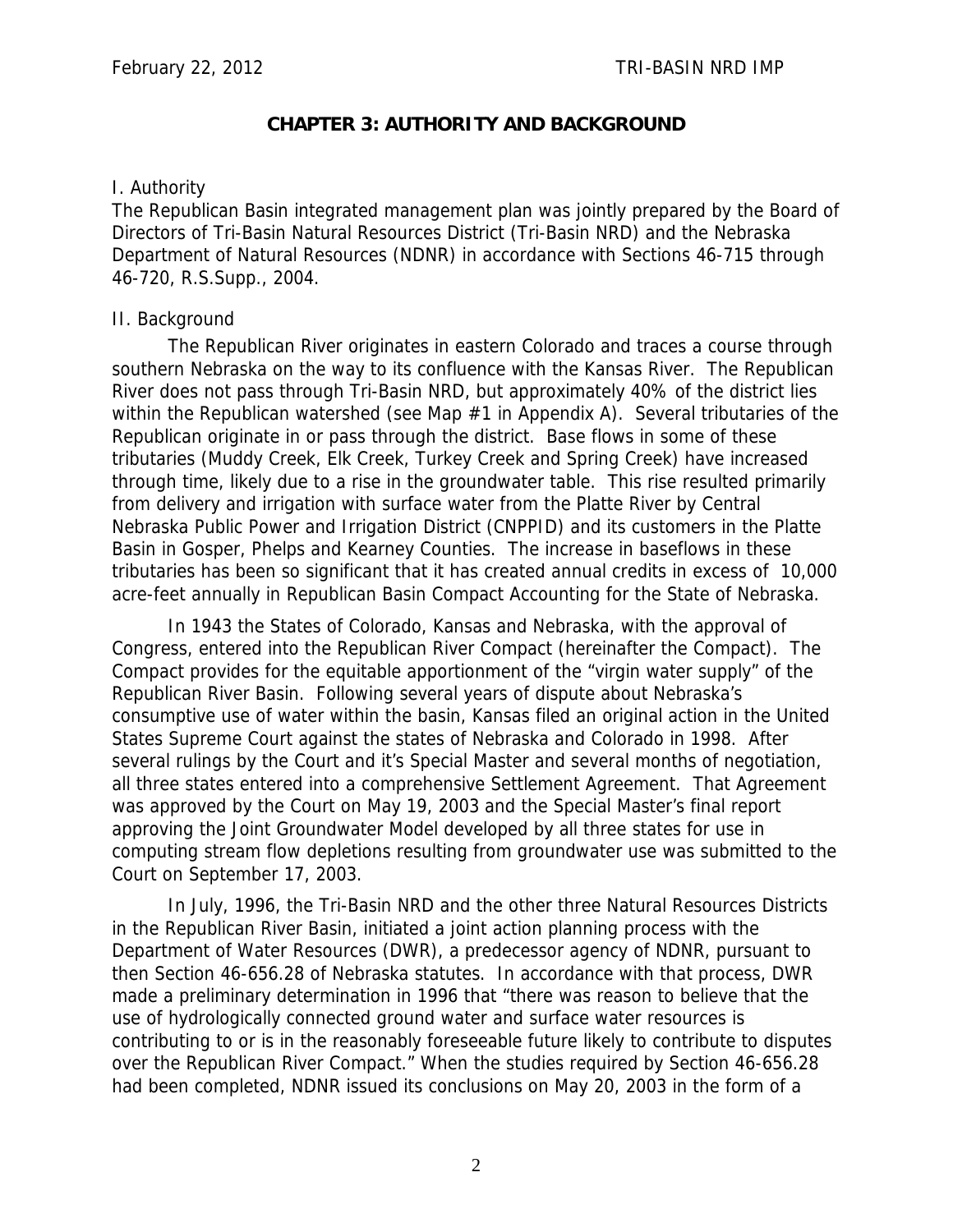# CHAPTER 3: AUTHORITY AND BACKGROUND

I. Authority

The Republican Basin integrated management plan was jointly prepared by the Board of Directors of Tri-Basin Natural Resources District (Tri-Basin NRD) and the Nebraska Department of Natural Resources (NDNR) in accordance with Sections 46-715 through 46-720, R.S.Supp., 2004.

II. Background

The Republican River originates in eastern Colorado and traces a course through southern Nebraska on the way to its confluence with the Kansas River. The Republican River does not pass through Tri-Basin NRD, but approximately 40% of the district lies within the Republican watershed (see Map #1 in Appendix A). Several tributaries of the Republican originate in or pass through the district. Base flows in some of these tributaries (Muddy Creek, Elk Creek, Turkey Creek and Spring Creek) have increased through time, likely due to a rise in the groundwater table. This rise resulted primarily from delivery and irrigation with surface water from the Platte River by Central Nebraska Public Power and Irrigation District (CNPPID) and its customers in the Platte Basin in Gosper, Phelps and Kearney Counties. The increase in baseflows in these tributaries has been so significant that it has created annual credits in excess of 10,000 acre-feet annually in Republican Basin Compact Accounting for the State of Nebraska.

In 1943 the States of Colorado, Kansas and Nebraska, with the approval of Congress, entered into the Republican River Compact (hereinafter the Compact). The Compact provides for the equitable apportionment of the "virgin water supply" of the Republican River Basin. Following several years of dispute about Nebraska's consumptive use of water within the basin, Kansas filed an original action in the United States Supreme Court against the states of Nebraska and Colorado in 1998. After several rulings by the Court and it's Special Master and several months of negotiation, all three states entered into a comprehensive Settlement Agreement. That Agreement was approved by the Court on May 19, 2003 and the Special Master's final report approving the Joint Groundwater Model developed by all three states for use in computing stream flow depletions resulting from groundwater use was submitted to the Court on September 17, 2003.

In July, 1996, the Tri-Basin NRD and the other three Natural Resources Districts in the Republican River Basin, initiated a joint action planning process with the Department of Water Resources (DWR), a predecessor agency of NDNR, pursuant to then Section 46-656.28 of Nebraska statutes. In accordance with that process, DWR made a preliminary determination in 1996 that "there was reason to believe that the use of hydrologically connected ground water and surface water resources is contributing to or is in the reasonably foreseeable future likely to contribute to disputes over the Republican River Compact." When the studies required by Section 46-656.28 had been completed, NDNR issued its conclusions on May 20, 2003 in the form of a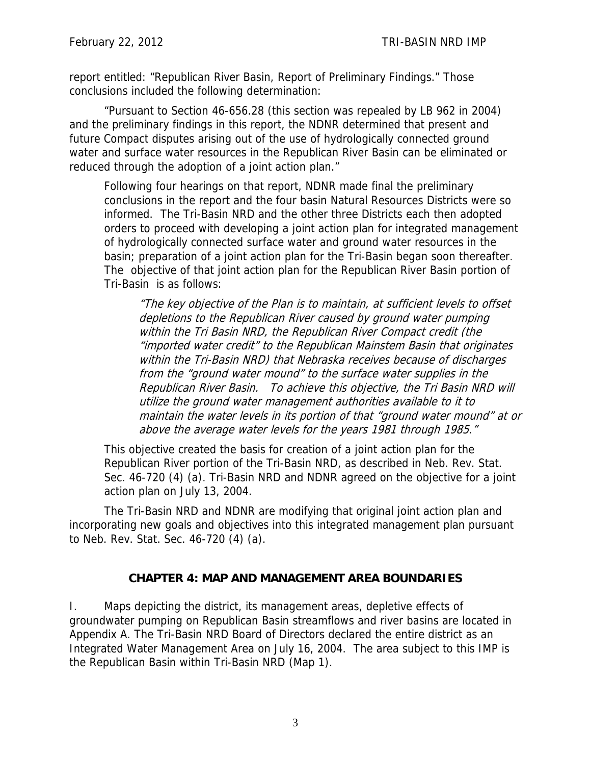report entitled: "Republican River Basin, Report of Preliminary Findings." Those conclusions included the following determination:

"Pursuant to Section 46-656.28 (this section was repealed by LB 962 in 2004) and the preliminary findings in this report, the NDNR determined that present and future Compact disputes arising out of the use of hydrologically connected ground water and surface water resources in the Republican River Basin can be eliminated or reduced through the adoption of a joint action plan."

> Following four hearings on that report, NDNR made final the preliminary conclusions in the report and the four basin Natural Resources Districts were so informed. The Tri-Basin NRD and the other three Districts each then adopted orders to proceed with developing a joint action plan for integrated management of hydrologically connected surface water and ground water resources in the basin; preparation of a joint action plan for the Tri-Basin began soon thereafter. The objective of that joint action plan for the Republican River Basin portion of Tri-Basin is as follows:
>
> > *"The key objective of the Plan is to maintain, at sufficient levels to offset depletions to the Republican River caused by ground water pumping within the Tri Basin NRD, the Republican River Compact credit (the "imported water credit" to the Republican Mainstem Basin that originates within the Tri-Basin NRD) that Nebraska receives because of discharges from the "ground water mound" to the surface water supplies in the Republican River Basin. To achieve this objective, the Tri Basin NRD will utilize the ground water management authorities available to it to maintain the water levels in its portion of that "ground water mound" at or above the average water levels for the years 1981 through 1985."*
>
> This objective created the basis for creation of a joint action plan for the Republican River portion of the Tri-Basin NRD, as described in Neb. Rev. Stat. Sec. 46-720 (4) (a). Tri-Basin NRD and NDNR agreed on the objective for a joint action plan on July 13, 2004.

The Tri-Basin NRD and NDNR are modifying that original joint action plan and incorporating new goals and objectives into this integrated management plan pursuant to Neb. Rev. Stat. Sec. 46-720 (4) (a).

## CHAPTER 4: MAP AND MANAGEMENT AREA BOUNDARIES

I. Maps depicting the district, its management areas, depletive effects of groundwater pumping on Republican Basin streamflows and river basins are located in Appendix A. The Tri-Basin NRD Board of Directors declared the entire district as an Integrated Water Management Area on July 16, 2004. The area subject to this IMP is the Republican Basin within Tri-Basin NRD (Map 1).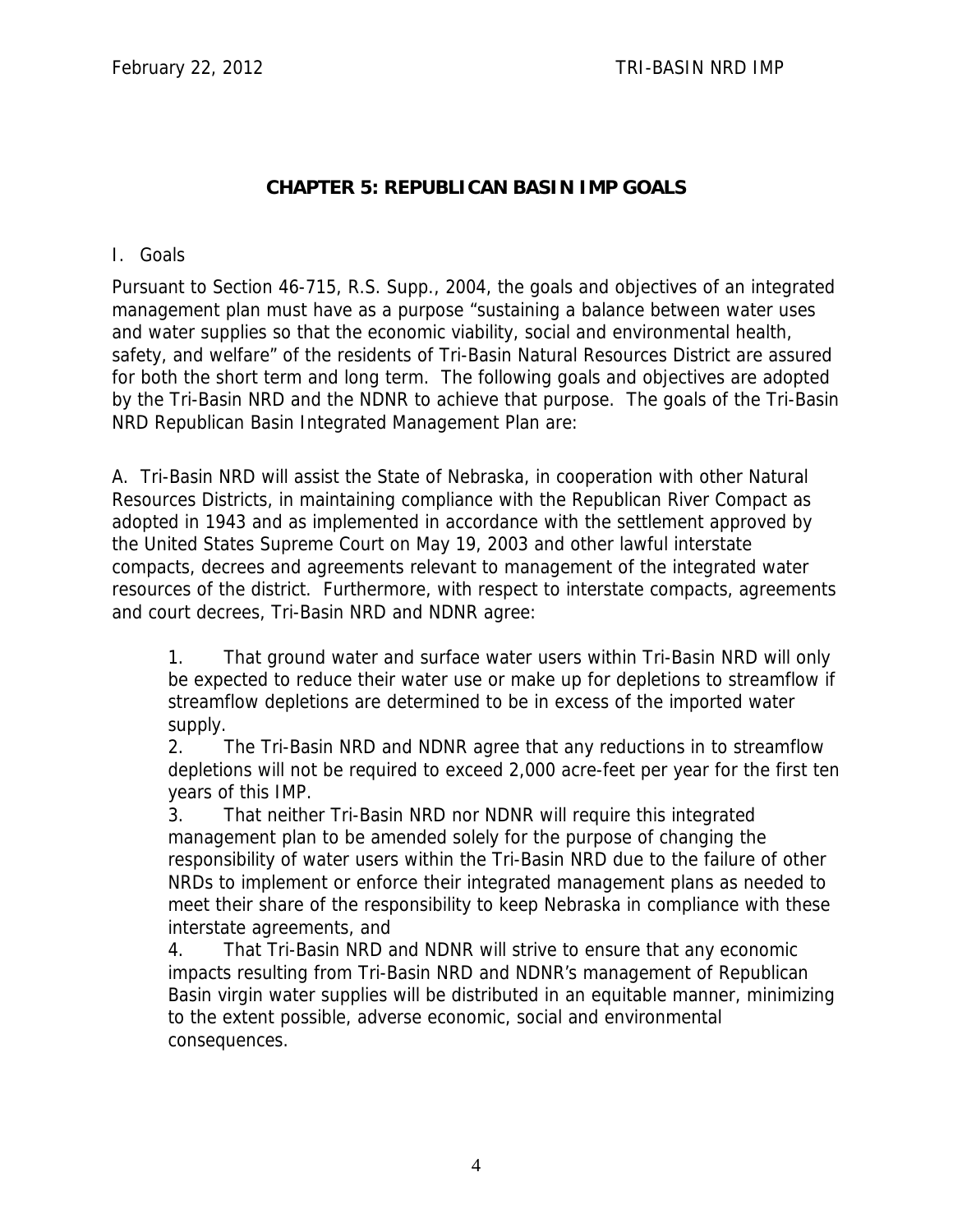# CHAPTER 5: REPUBLICAN BASIN IMP GOALS

I. Goals

Pursuant to Section 46-715, R.S. Supp., 2004, the goals and objectives of an integrated management plan must have as a purpose "sustaining a balance between water uses and water supplies so that the economic viability, social and environmental health, safety, and welfare" of the residents of Tri-Basin Natural Resources District are assured for both the short term and long term. The following goals and objectives are adopted by the Tri-Basin NRD and the NDNR to achieve that purpose. The goals of the Tri-Basin NRD Republican Basin Integrated Management Plan are:

A. Tri-Basin NRD will assist the State of Nebraska, in cooperation with other Natural Resources Districts, in maintaining compliance with the Republican River Compact as adopted in 1943 and as implemented in accordance with the settlement approved by the United States Supreme Court on May 19, 2003 and other lawful interstate compacts, decrees and agreements relevant to management of the integrated water resources of the district. Furthermore, with respect to interstate compacts, agreements and court decrees, Tri-Basin NRD and NDNR agree:

1. That ground water and surface water users within Tri-Basin NRD will only be expected to reduce their water use or make up for depletions to streamflow if streamflow depletions are determined to be in excess of the imported water supply.
2. The Tri-Basin NRD and NDNR agree that any reductions in to streamflow depletions will not be required to exceed 2,000 acre-feet per year for the first ten years of this IMP.
3. That neither Tri-Basin NRD nor NDNR will require this integrated management plan to be amended solely for the purpose of changing the responsibility of water users within the Tri-Basin NRD due to the failure of other NRDs to implement or enforce their integrated management plans as needed to meet their share of the responsibility to keep Nebraska in compliance with these interstate agreements, and
4. That Tri-Basin NRD and NDNR will strive to ensure that any economic impacts resulting from Tri-Basin NRD and NDNR's management of Republican Basin virgin water supplies will be distributed in an equitable manner, minimizing to the extent possible, adverse economic, social and environmental consequences.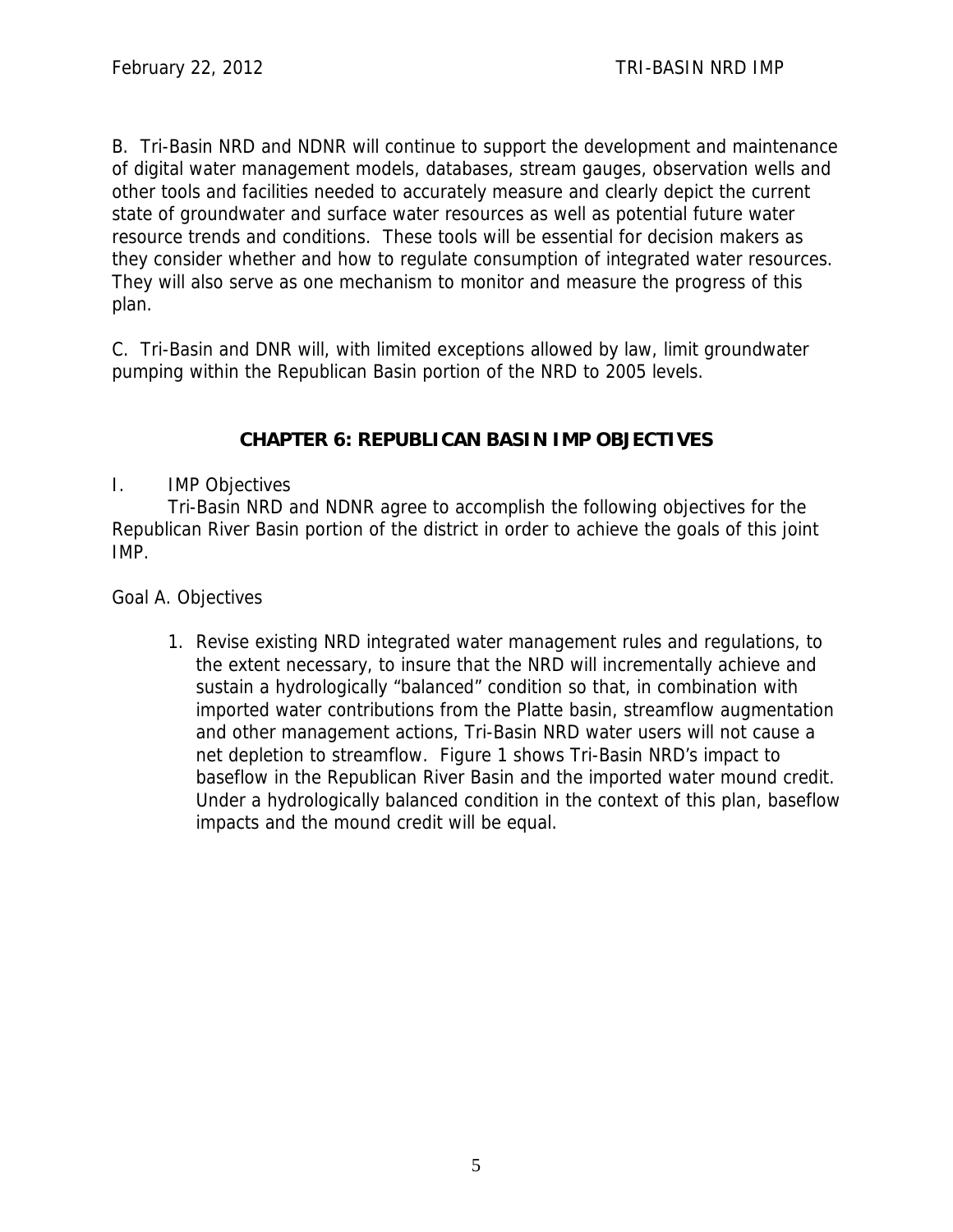B. Tri-Basin NRD and NDNR will continue to support the development and maintenance of digital water management models, databases, stream gauges, observation wells and other tools and facilities needed to accurately measure and clearly depict the current state of groundwater and surface water resources as well as potential future water resource trends and conditions. These tools will be essential for decision makers as they consider whether and how to regulate consumption of integrated water resources. They will also serve as one mechanism to monitor and measure the progress of this plan.

C. Tri-Basin and DNR will, with limited exceptions allowed by law, limit groundwater pumping within the Republican Basin portion of the NRD to 2005 levels.

## CHAPTER 6: REPUBLICAN BASIN IMP OBJECTIVES

I. IMP Objectives

Tri-Basin NRD and NDNR agree to accomplish the following objectives for the Republican River Basin portion of the district in order to achieve the goals of this joint IMP.

Goal A. Objectives

1. Revise existing NRD integrated water management rules and regulations, to the extent necessary, to insure that the NRD will incrementally achieve and sustain a hydrologically "balanced" condition so that, in combination with imported water contributions from the Platte basin, streamflow augmentation and other management actions, Tri-Basin NRD water users will not cause a net depletion to streamflow. Figure 1 shows Tri-Basin NRD's impact to baseflow in the Republican River Basin and the imported water mound credit. Under a hydrologically balanced condition in the context of this plan, baseflow impacts and the mound credit will be equal.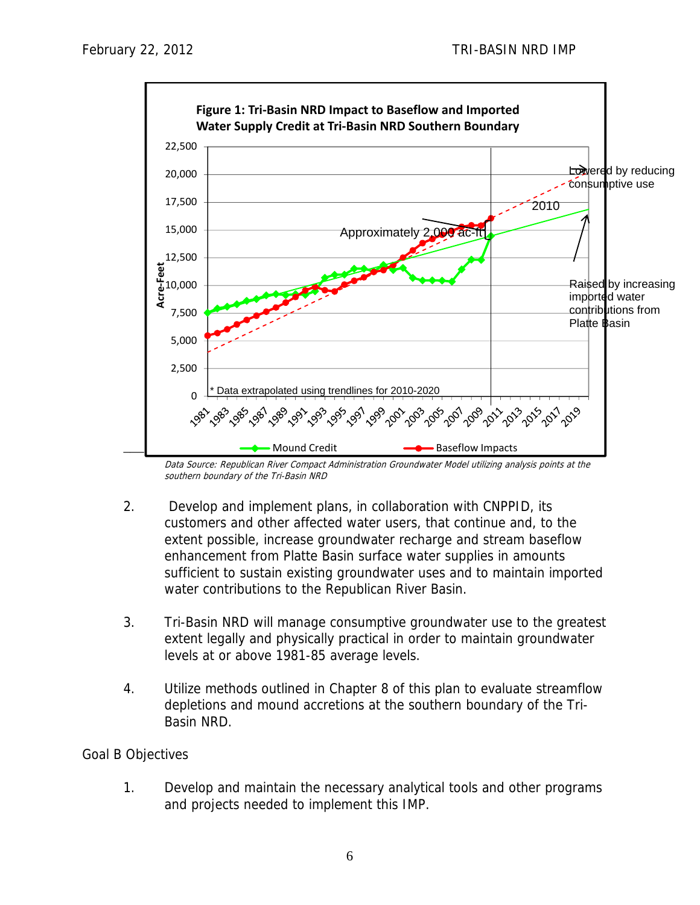**Figure 1: Tri-Basin NRD Impact to Baseflow and Imported Water Supply Credit at Tri-Basin NRD Southern Boundary**

*Data Source: Republican River Compact Administration Groundwater Model utilizing analysis points at the southern boundary of the Tri-Basin NRD*

2. Develop and implement plans, in collaboration with CNPPID, its customers and other affected water users, that continue and, to the extent possible, increase groundwater recharge and stream baseflow enhancement from Platte Basin surface water supplies in amounts sufficient to sustain existing groundwater uses and to maintain imported water contributions to the Republican River Basin.

3. Tri-Basin NRD will manage consumptive groundwater use to the greatest extent legally and physically practical in order to maintain groundwater levels at or above 1981-85 average levels.

4. Utilize methods outlined in Chapter 8 of this plan to evaluate streamflow depletions and mound accretions at the southern boundary of the Tri-Basin NRD.

Goal B Objectives

1. Develop and maintain the necessary analytical tools and other programs and projects needed to implement this IMP.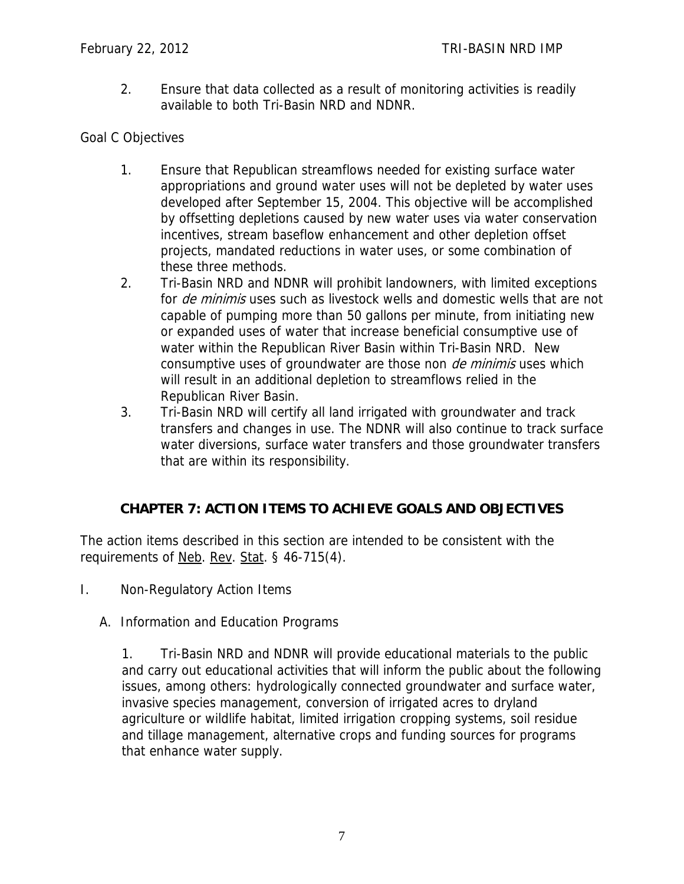2. Ensure that data collected as a result of monitoring activities is readily available to both Tri-Basin NRD and NDNR.

Goal C Objectives

1. Ensure that Republican streamflows needed for existing surface water appropriations and ground water uses will not be depleted by water uses developed after September 15, 2004. This objective will be accomplished by offsetting depletions caused by new water uses via water conservation incentives, stream baseflow enhancement and other depletion offset projects, mandated reductions in water uses, or some combination of these three methods.
2. Tri-Basin NRD and NDNR will prohibit landowners, with limited exceptions for *de minimis* uses such as livestock wells and domestic wells that are not capable of pumping more than 50 gallons per minute, from initiating new or expanded uses of water that increase beneficial consumptive use of water within the Republican River Basin within Tri-Basin NRD. New consumptive uses of groundwater are those non *de minimis* uses which will result in an additional depletion to streamflows relied in the Republican River Basin.
3. Tri-Basin NRD will certify all land irrigated with groundwater and track transfers and changes in use. The NDNR will also continue to track surface water diversions, surface water transfers and those groundwater transfers that are within its responsibility.

## CHAPTER 7: ACTION ITEMS TO ACHIEVE GOALS AND OBJECTIVES

The action items described in this section are intended to be consistent with the requirements of Neb. Rev. Stat. § 46-715(4).

I. Non-Regulatory Action Items

A. Information and Education Programs

1. Tri-Basin NRD and NDNR will provide educational materials to the public and carry out educational activities that will inform the public about the following issues, among others: hydrologically connected groundwater and surface water, invasive species management, conversion of irrigated acres to dryland agriculture or wildlife habitat, limited irrigation cropping systems, soil residue and tillage management, alternative crops and funding sources for programs that enhance water supply.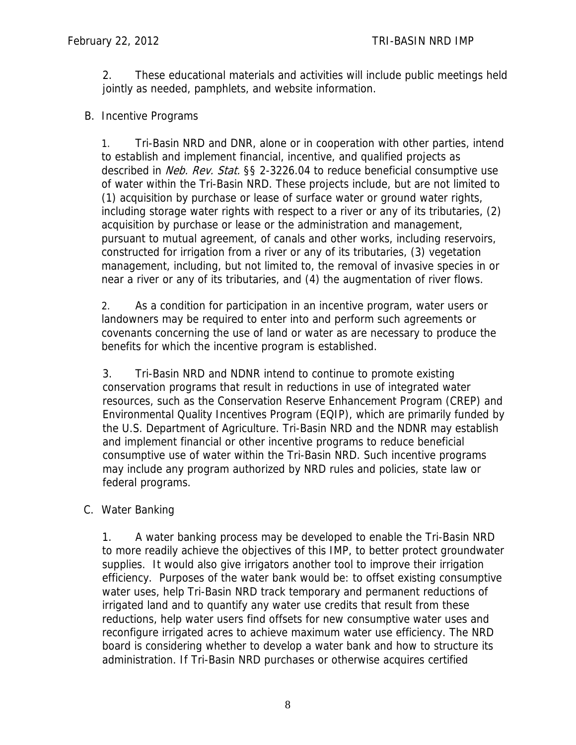2. These educational materials and activities will include public meetings held jointly as needed, pamphlets, and website information.

B. Incentive Programs

1. Tri-Basin NRD and DNR, alone or in cooperation with other parties, intend to establish and implement financial, incentive, and qualified projects as described in *Neb. Rev. Stat.* §§ 2-3226.04 to reduce beneficial consumptive use of water within the Tri-Basin NRD. These projects include, but are not limited to (1) acquisition by purchase or lease of surface water or ground water rights, including storage water rights with respect to a river or any of its tributaries, (2) acquisition by purchase or lease or the administration and management, pursuant to mutual agreement, of canals and other works, including reservoirs, constructed for irrigation from a river or any of its tributaries, (3) vegetation management, including, but not limited to, the removal of invasive species in or near a river or any of its tributaries, and (4) the augmentation of river flows.

2. As a condition for participation in an incentive program, water users or landowners may be required to enter into and perform such agreements or covenants concerning the use of land or water as are necessary to produce the benefits for which the incentive program is established.

3. Tri-Basin NRD and NDNR intend to continue to promote existing conservation programs that result in reductions in use of integrated water resources, such as the Conservation Reserve Enhancement Program (CREP) and Environmental Quality Incentives Program (EQIP), which are primarily funded by the U.S. Department of Agriculture. Tri-Basin NRD and the NDNR may establish and implement financial or other incentive programs to reduce beneficial consumptive use of water within the Tri-Basin NRD. Such incentive programs may include any program authorized by NRD rules and policies, state law or federal programs.

C. Water Banking

1. A water banking process may be developed to enable the Tri-Basin NRD to more readily achieve the objectives of this IMP, to better protect groundwater supplies. It would also give irrigators another tool to improve their irrigation efficiency. Purposes of the water bank would be: to offset existing consumptive water uses, help Tri-Basin NRD track temporary and permanent reductions of irrigated land and to quantify any water use credits that result from these reductions, help water users find offsets for new consumptive water uses and reconfigure irrigated acres to achieve maximum water use efficiency. The NRD board is considering whether to develop a water bank and how to structure its administration. If Tri-Basin NRD purchases or otherwise acquires certified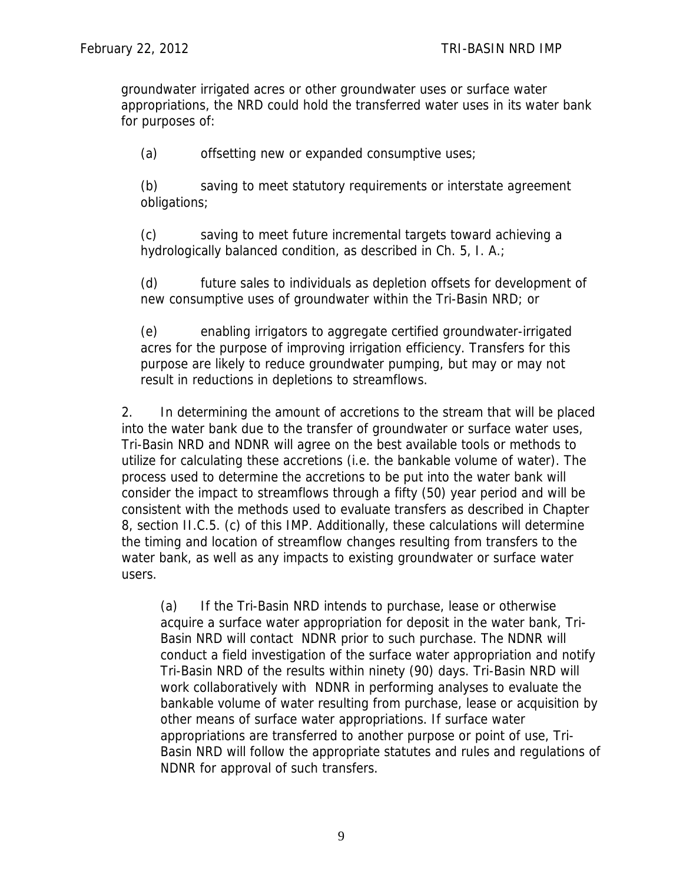groundwater irrigated acres or other groundwater uses or surface water appropriations, the NRD could hold the transferred water uses in its water bank for purposes of:

(a) offsetting new or expanded consumptive uses;

(b) saving to meet statutory requirements or interstate agreement obligations;

(c) saving to meet future incremental targets toward achieving a hydrologically balanced condition, as described in Ch. 5, I. A.;

(d) future sales to individuals as depletion offsets for development of new consumptive uses of groundwater within the Tri-Basin NRD; or

(e) enabling irrigators to aggregate certified groundwater-irrigated acres for the purpose of improving irrigation efficiency. Transfers for this purpose are likely to reduce groundwater pumping, but may or may not result in reductions in depletions to streamflows.

2. In determining the amount of accretions to the stream that will be placed into the water bank due to the transfer of groundwater or surface water uses, Tri-Basin NRD and NDNR will agree on the best available tools or methods to utilize for calculating these accretions (i.e. the bankable volume of water). The process used to determine the accretions to be put into the water bank will consider the impact to streamflows through a fifty (50) year period and will be consistent with the methods used to evaluate transfers as described in Chapter 8, section II.C.5. (c) of this IMP. Additionally, these calculations will determine the timing and location of streamflow changes resulting from transfers to the water bank, as well as any impacts to existing groundwater or surface water users.

(a) If the Tri-Basin NRD intends to purchase, lease or otherwise acquire a surface water appropriation for deposit in the water bank, Tri-Basin NRD will contact NDNR prior to such purchase. The NDNR will conduct a field investigation of the surface water appropriation and notify Tri-Basin NRD of the results within ninety (90) days. Tri-Basin NRD will work collaboratively with NDNR in performing analyses to evaluate the bankable volume of water resulting from purchase, lease or acquisition by other means of surface water appropriations. If surface water appropriations are transferred to another purpose or point of use, Tri-Basin NRD will follow the appropriate statutes and rules and regulations of NDNR for approval of such transfers.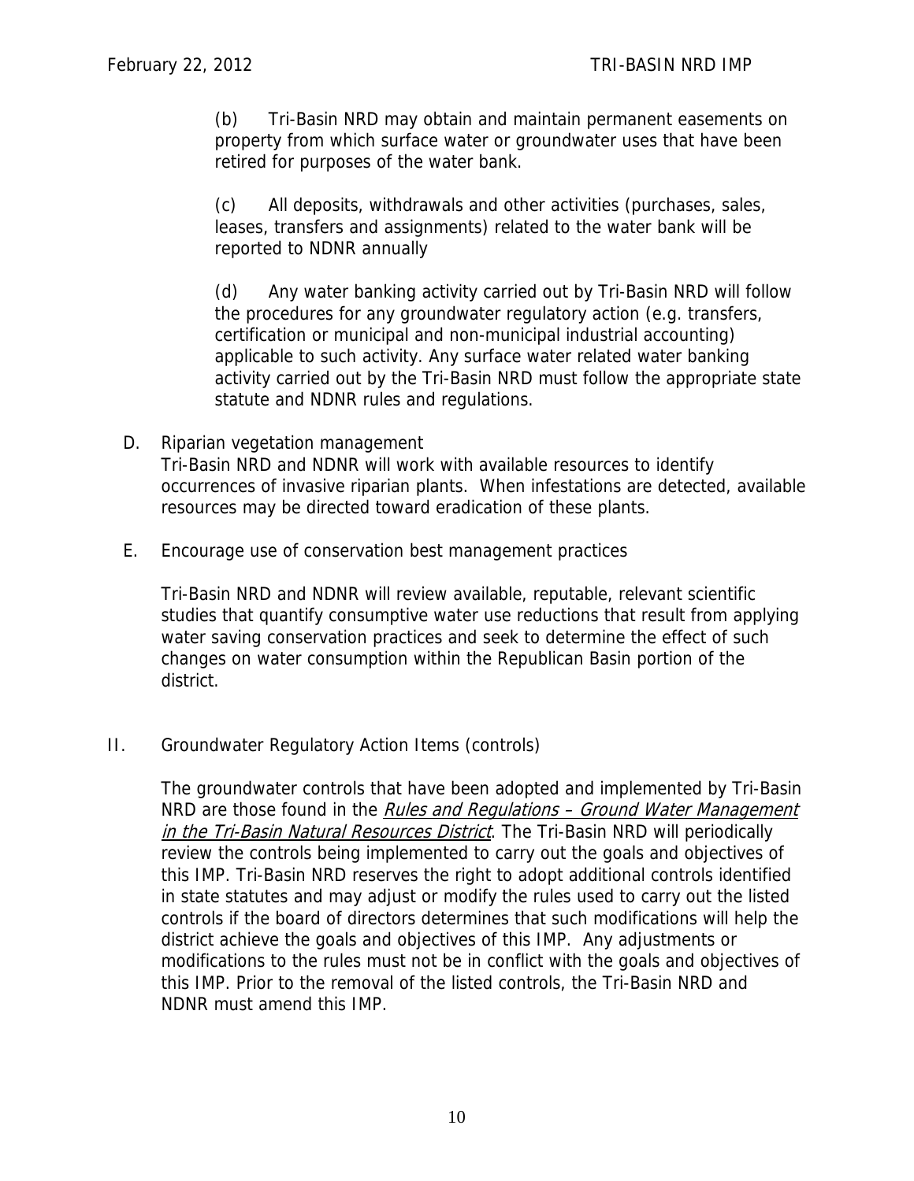(b) Tri-Basin NRD may obtain and maintain permanent easements on property from which surface water or groundwater uses that have been retired for purposes of the water bank.

(c) All deposits, withdrawals and other activities (purchases, sales, leases, transfers and assignments) related to the water bank will be reported to NDNR annually

(d) Any water banking activity carried out by Tri-Basin NRD will follow the procedures for any groundwater regulatory action (e.g. transfers, certification or municipal and non-municipal industrial accounting) applicable to such activity. Any surface water related water banking activity carried out by the Tri-Basin NRD must follow the appropriate state statute and NDNR rules and regulations.

D. Riparian vegetation management
Tri-Basin NRD and NDNR will work with available resources to identify occurrences of invasive riparian plants. When infestations are detected, available resources may be directed toward eradication of these plants.

E. Encourage use of conservation best management practices

Tri-Basin NRD and NDNR will review available, reputable, relevant scientific studies that quantify consumptive water use reductions that result from applying water saving conservation practices and seek to determine the effect of such changes on water consumption within the Republican Basin portion of the district.

II. Groundwater Regulatory Action Items (controls)

The groundwater controls that have been adopted and implemented by Tri-Basin NRD are those found in the _Rules and Regulations – Ground Water Management in the Tri-Basin Natural Resources District_. The Tri-Basin NRD will periodically review the controls being implemented to carry out the goals and objectives of this IMP. Tri-Basin NRD reserves the right to adopt additional controls identified in state statutes and may adjust or modify the rules used to carry out the listed controls if the board of directors determines that such modifications will help the district achieve the goals and objectives of this IMP. Any adjustments or modifications to the rules must not be in conflict with the goals and objectives of this IMP. Prior to the removal of the listed controls, the Tri-Basin NRD and NDNR must amend this IMP.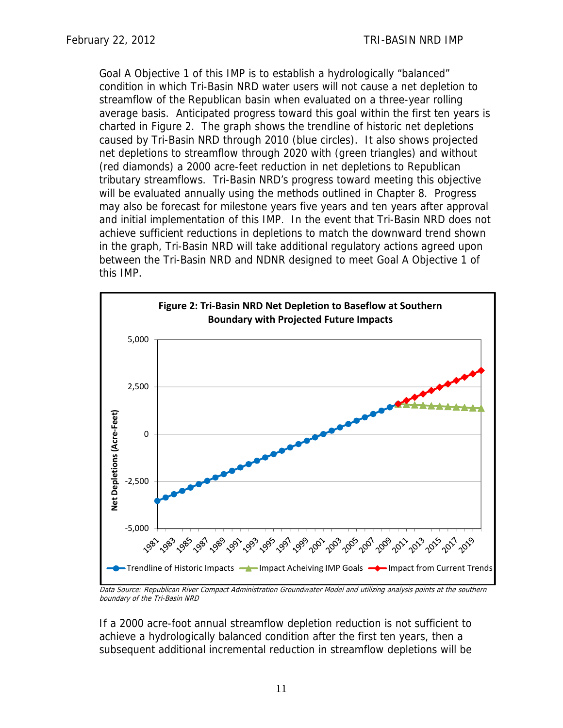Goal A Objective 1 of this IMP is to establish a hydrologically "balanced" condition in which Tri-Basin NRD water users will not cause a net depletion to streamflow of the Republican basin when evaluated on a three-year rolling average basis. Anticipated progress toward this goal within the first ten years is charted in Figure 2. The graph shows the trendline of historic net depletions caused by Tri-Basin NRD through 2010 (blue circles). It also shows projected net depletions to streamflow through 2020 with (green triangles) and without (red diamonds) a 2000 acre-feet reduction in net depletions to Republican tributary streamflows. Tri-Basin NRD's progress toward meeting this objective will be evaluated annually using the methods outlined in Chapter 8. Progress may also be forecast for milestone years five years and ten years after approval and initial implementation of this IMP. In the event that Tri-Basin NRD does not achieve sufficient reductions in depletions to match the downward trend shown in the graph, Tri-Basin NRD will take additional regulatory actions agreed upon between the Tri-Basin NRD and NDNR designed to meet Goal A Objective 1 of this IMP.

**Figure 2: Tri-Basin NRD Net Depletion to Baseflow at Southern Boundary with Projected Future Impacts**

*Data Source: Republican River Compact Administration Groundwater Model and utilizing analysis points at the southern boundary of the Tri-Basin NRD*

If a 2000 acre-foot annual streamflow depletion reduction is not sufficient to achieve a hydrologically balanced condition after the first ten years, then a subsequent additional incremental reduction in streamflow depletions will be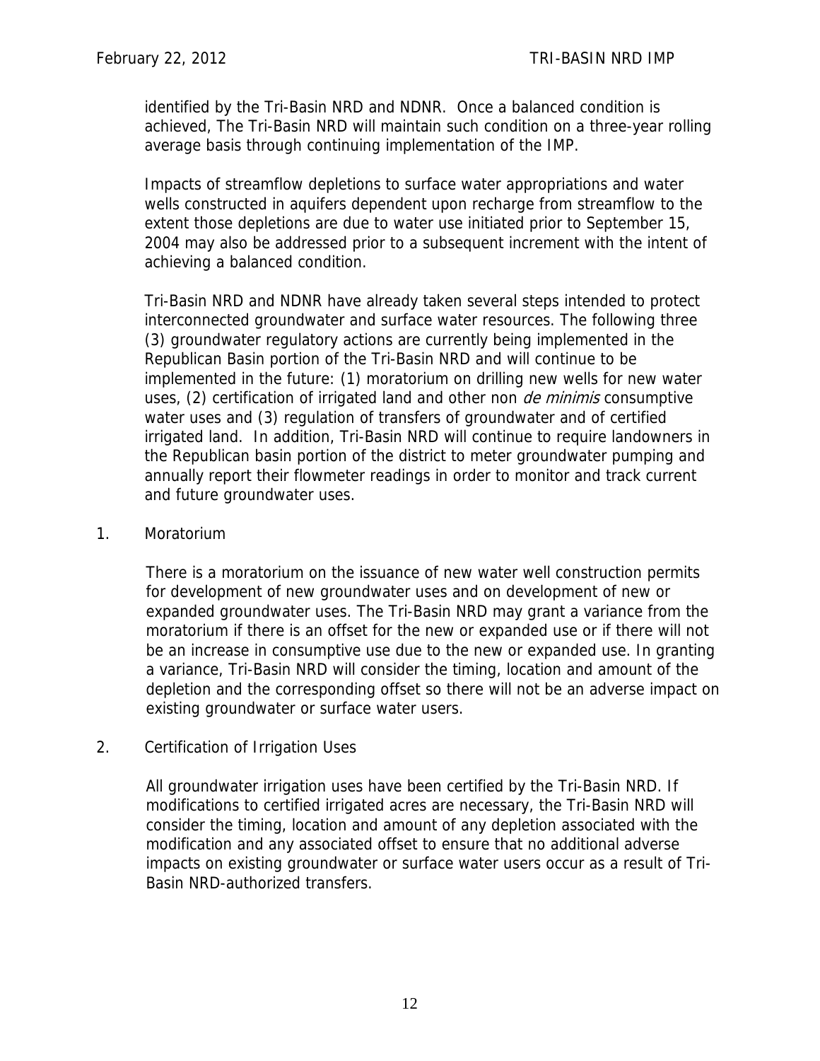identified by the Tri-Basin NRD and NDNR. Once a balanced condition is achieved, The Tri-Basin NRD will maintain such condition on a three-year rolling average basis through continuing implementation of the IMP.

Impacts of streamflow depletions to surface water appropriations and water wells constructed in aquifers dependent upon recharge from streamflow to the extent those depletions are due to water use initiated prior to September 15, 2004 may also be addressed prior to a subsequent increment with the intent of achieving a balanced condition.

Tri-Basin NRD and NDNR have already taken several steps intended to protect interconnected groundwater and surface water resources. The following three (3) groundwater regulatory actions are currently being implemented in the Republican Basin portion of the Tri-Basin NRD and will continue to be implemented in the future: (1) moratorium on drilling new wells for new water uses, (2) certification of irrigated land and other non *de minimis* consumptive water uses and (3) regulation of transfers of groundwater and of certified irrigated land. In addition, Tri-Basin NRD will continue to require landowners in the Republican basin portion of the district to meter groundwater pumping and annually report their flowmeter readings in order to monitor and track current and future groundwater uses.

1. Moratorium

   There is a moratorium on the issuance of new water well construction permits for development of new groundwater uses and on development of new or expanded groundwater uses. The Tri-Basin NRD may grant a variance from the moratorium if there is an offset for the new or expanded use or if there will not be an increase in consumptive use due to the new or expanded use. In granting a variance, Tri-Basin NRD will consider the timing, location and amount of the depletion and the corresponding offset so there will not be an adverse impact on existing groundwater or surface water users.

2. Certification of Irrigation Uses

   All groundwater irrigation uses have been certified by the Tri-Basin NRD. If modifications to certified irrigated acres are necessary, the Tri-Basin NRD will consider the timing, location and amount of any depletion associated with the modification and any associated offset to ensure that no additional adverse impacts on existing groundwater or surface water users occur as a result of Tri-Basin NRD-authorized transfers.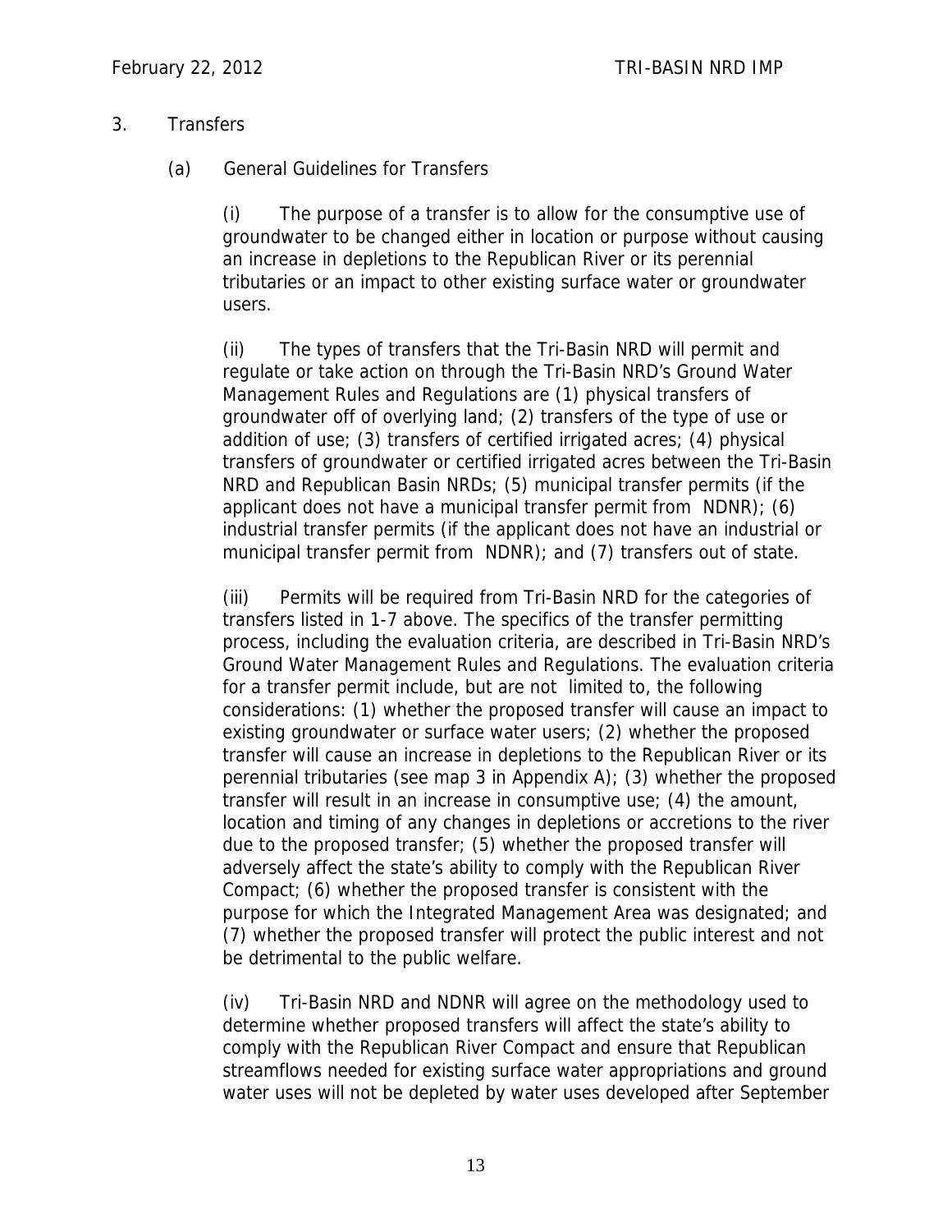3. Transfers

(a) General Guidelines for Transfers

(i) The purpose of a transfer is to allow for the consumptive use of groundwater to be changed either in location or purpose without causing an increase in depletions to the Republican River or its perennial tributaries or an impact to other existing surface water or groundwater users.

(ii) The types of transfers that the Tri-Basin NRD will permit and regulate or take action on through the Tri-Basin NRD's Ground Water Management Rules and Regulations are (1) physical transfers of groundwater off of overlying land; (2) transfers of the type of use or addition of use; (3) transfers of certified irrigated acres; (4) physical transfers of groundwater or certified irrigated acres between the Tri-Basin NRD and Republican Basin NRDs; (5) municipal transfer permits (if the applicant does not have a municipal transfer permit from NDNR); (6) industrial transfer permits (if the applicant does not have an industrial or municipal transfer permit from NDNR); and (7) transfers out of state.

(iii) Permits will be required from Tri-Basin NRD for the categories of transfers listed in 1-7 above. The specifics of the transfer permitting process, including the evaluation criteria, are described in Tri-Basin NRD's Ground Water Management Rules and Regulations. The evaluation criteria for a transfer permit include, but are not limited to, the following considerations: (1) whether the proposed transfer will cause an impact to existing groundwater or surface water users; (2) whether the proposed transfer will cause an increase in depletions to the Republican River or its perennial tributaries (see map 3 in Appendix A); (3) whether the proposed transfer will result in an increase in consumptive use; (4) the amount, location and timing of any changes in depletions or accretions to the river due to the proposed transfer; (5) whether the proposed transfer will adversely affect the state's ability to comply with the Republican River Compact; (6) whether the proposed transfer is consistent with the purpose for which the Integrated Management Area was designated; and (7) whether the proposed transfer will protect the public interest and not be detrimental to the public welfare.

(iv) Tri-Basin NRD and NDNR will agree on the methodology used to determine whether proposed transfers will affect the state's ability to comply with the Republican River Compact and ensure that Republican streamflows needed for existing surface water appropriations and ground water uses will not be depleted by water uses developed after September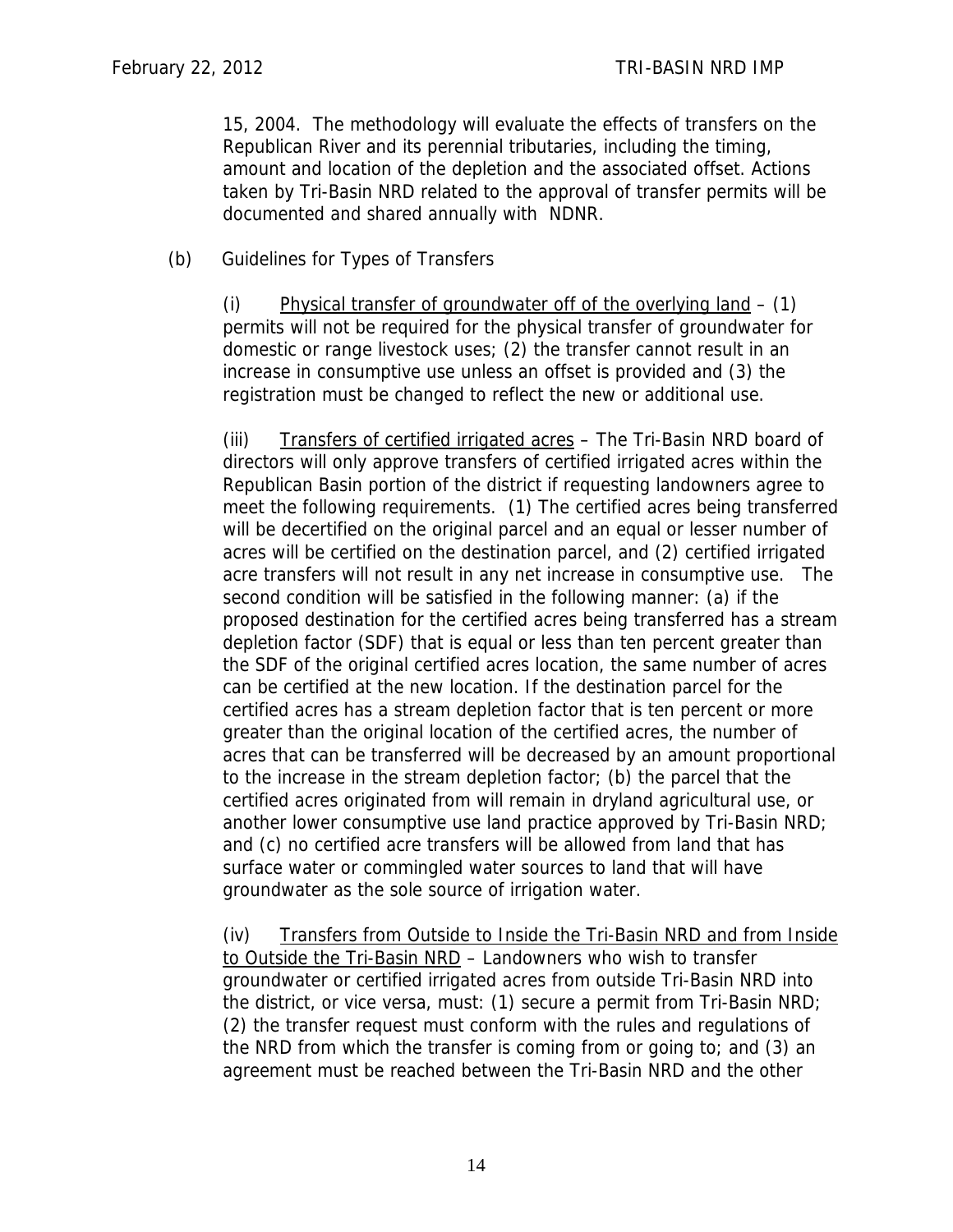15, 2004. The methodology will evaluate the effects of transfers on the Republican River and its perennial tributaries, including the timing, amount and location of the depletion and the associated offset. Actions taken by Tri-Basin NRD related to the approval of transfer permits will be documented and shared annually with NDNR.

(b) Guidelines for Types of Transfers

(i) Physical transfer of groundwater off of the overlying land – (1) permits will not be required for the physical transfer of groundwater for domestic or range livestock uses; (2) the transfer cannot result in an increase in consumptive use unless an offset is provided and (3) the registration must be changed to reflect the new or additional use.

(iii) Transfers of certified irrigated acres – The Tri-Basin NRD board of directors will only approve transfers of certified irrigated acres within the Republican Basin portion of the district if requesting landowners agree to meet the following requirements. (1) The certified acres being transferred will be decertified on the original parcel and an equal or lesser number of acres will be certified on the destination parcel, and (2) certified irrigated acre transfers will not result in any net increase in consumptive use. The second condition will be satisfied in the following manner: (a) if the proposed destination for the certified acres being transferred has a stream depletion factor (SDF) that is equal or less than ten percent greater than the SDF of the original certified acres location, the same number of acres can be certified at the new location. If the destination parcel for the certified acres has a stream depletion factor that is ten percent or more greater than the original location of the certified acres, the number of acres that can be transferred will be decreased by an amount proportional to the increase in the stream depletion factor; (b) the parcel that the certified acres originated from will remain in dryland agricultural use, or another lower consumptive use land practice approved by Tri-Basin NRD; and (c) no certified acre transfers will be allowed from land that has surface water or commingled water sources to land that will have groundwater as the sole source of irrigation water.

(iv) Transfers from Outside to Inside the Tri-Basin NRD and from Inside to Outside the Tri-Basin NRD – Landowners who wish to transfer groundwater or certified irrigated acres from outside Tri-Basin NRD into the district, or vice versa, must: (1) secure a permit from Tri-Basin NRD; (2) the transfer request must conform with the rules and regulations of the NRD from which the transfer is coming from or going to; and (3) an agreement must be reached between the Tri-Basin NRD and the other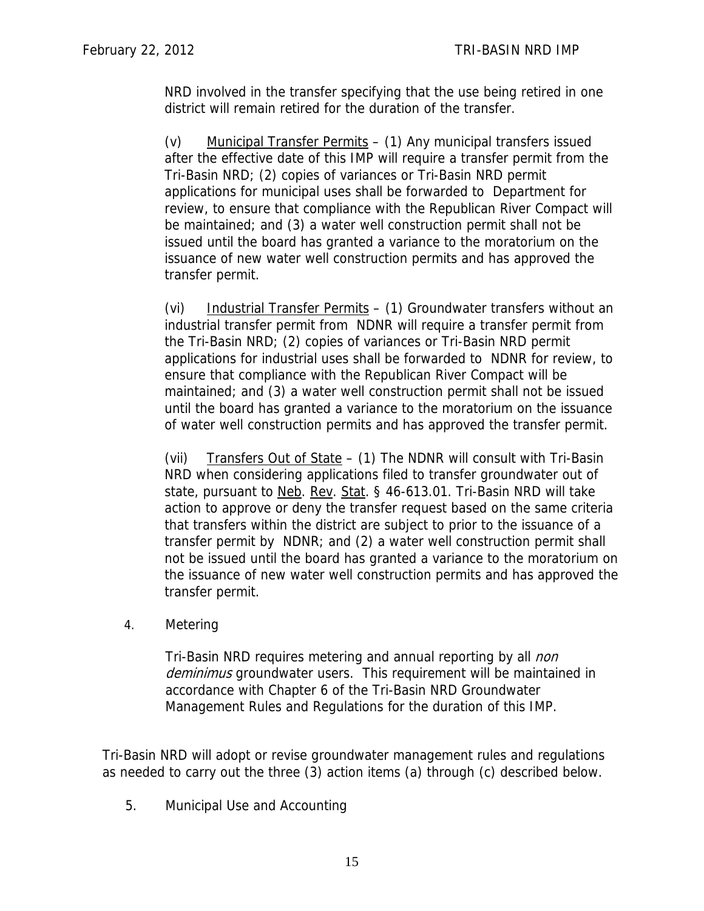NRD involved in the transfer specifying that the use being retired in one district will remain retired for the duration of the transfer.

(v) Municipal Transfer Permits – (1) Any municipal transfers issued after the effective date of this IMP will require a transfer permit from the Tri-Basin NRD; (2) copies of variances or Tri-Basin NRD permit applications for municipal uses shall be forwarded to Department for review, to ensure that compliance with the Republican River Compact will be maintained; and (3) a water well construction permit shall not be issued until the board has granted a variance to the moratorium on the issuance of new water well construction permits and has approved the transfer permit.

(vi) Industrial Transfer Permits – (1) Groundwater transfers without an industrial transfer permit from NDNR will require a transfer permit from the Tri-Basin NRD; (2) copies of variances or Tri-Basin NRD permit applications for industrial uses shall be forwarded to NDNR for review, to ensure that compliance with the Republican River Compact will be maintained; and (3) a water well construction permit shall not be issued until the board has granted a variance to the moratorium on the issuance of water well construction permits and has approved the transfer permit.

(vii) Transfers Out of State – (1) The NDNR will consult with Tri-Basin NRD when considering applications filed to transfer groundwater out of state, pursuant to Neb. Rev. Stat. § 46-613.01. Tri-Basin NRD will take action to approve or deny the transfer request based on the same criteria that transfers within the district are subject to prior to the issuance of a transfer permit by NDNR; and (2) a water well construction permit shall not be issued until the board has granted a variance to the moratorium on the issuance of new water well construction permits and has approved the transfer permit.

4. Metering

Tri-Basin NRD requires metering and annual reporting by all *non deminimus* groundwater users. This requirement will be maintained in accordance with Chapter 6 of the Tri-Basin NRD Groundwater Management Rules and Regulations for the duration of this IMP.

Tri-Basin NRD will adopt or revise groundwater management rules and regulations as needed to carry out the three (3) action items (a) through (c) described below.

5. Municipal Use and Accounting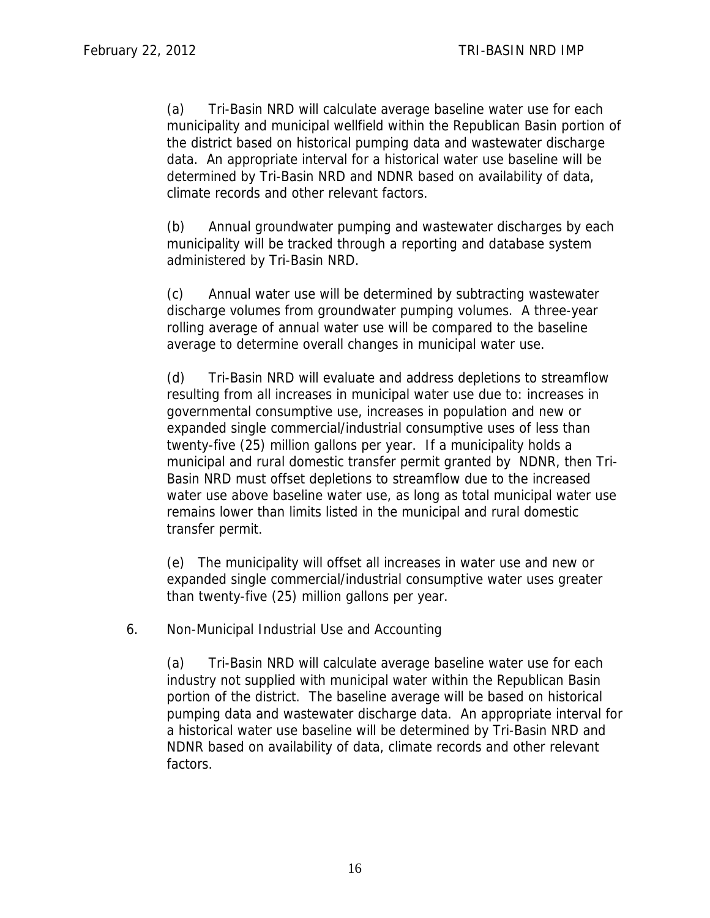(a) Tri-Basin NRD will calculate average baseline water use for each municipality and municipal wellfield within the Republican Basin portion of the district based on historical pumping data and wastewater discharge data. An appropriate interval for a historical water use baseline will be determined by Tri-Basin NRD and NDNR based on availability of data, climate records and other relevant factors.

(b) Annual groundwater pumping and wastewater discharges by each municipality will be tracked through a reporting and database system administered by Tri-Basin NRD.

(c) Annual water use will be determined by subtracting wastewater discharge volumes from groundwater pumping volumes. A three-year rolling average of annual water use will be compared to the baseline average to determine overall changes in municipal water use.

(d) Tri-Basin NRD will evaluate and address depletions to streamflow resulting from all increases in municipal water use due to: increases in governmental consumptive use, increases in population and new or expanded single commercial/industrial consumptive uses of less than twenty-five (25) million gallons per year. If a municipality holds a municipal and rural domestic transfer permit granted by NDNR, then Tri-Basin NRD must offset depletions to streamflow due to the increased water use above baseline water use, as long as total municipal water use remains lower than limits listed in the municipal and rural domestic transfer permit.

(e) The municipality will offset all increases in water use and new or expanded single commercial/industrial consumptive water uses greater than twenty-five (25) million gallons per year.

6. Non-Municipal Industrial Use and Accounting

(a) Tri-Basin NRD will calculate average baseline water use for each industry not supplied with municipal water within the Republican Basin portion of the district. The baseline average will be based on historical pumping data and wastewater discharge data. An appropriate interval for a historical water use baseline will be determined by Tri-Basin NRD and NDNR based on availability of data, climate records and other relevant factors.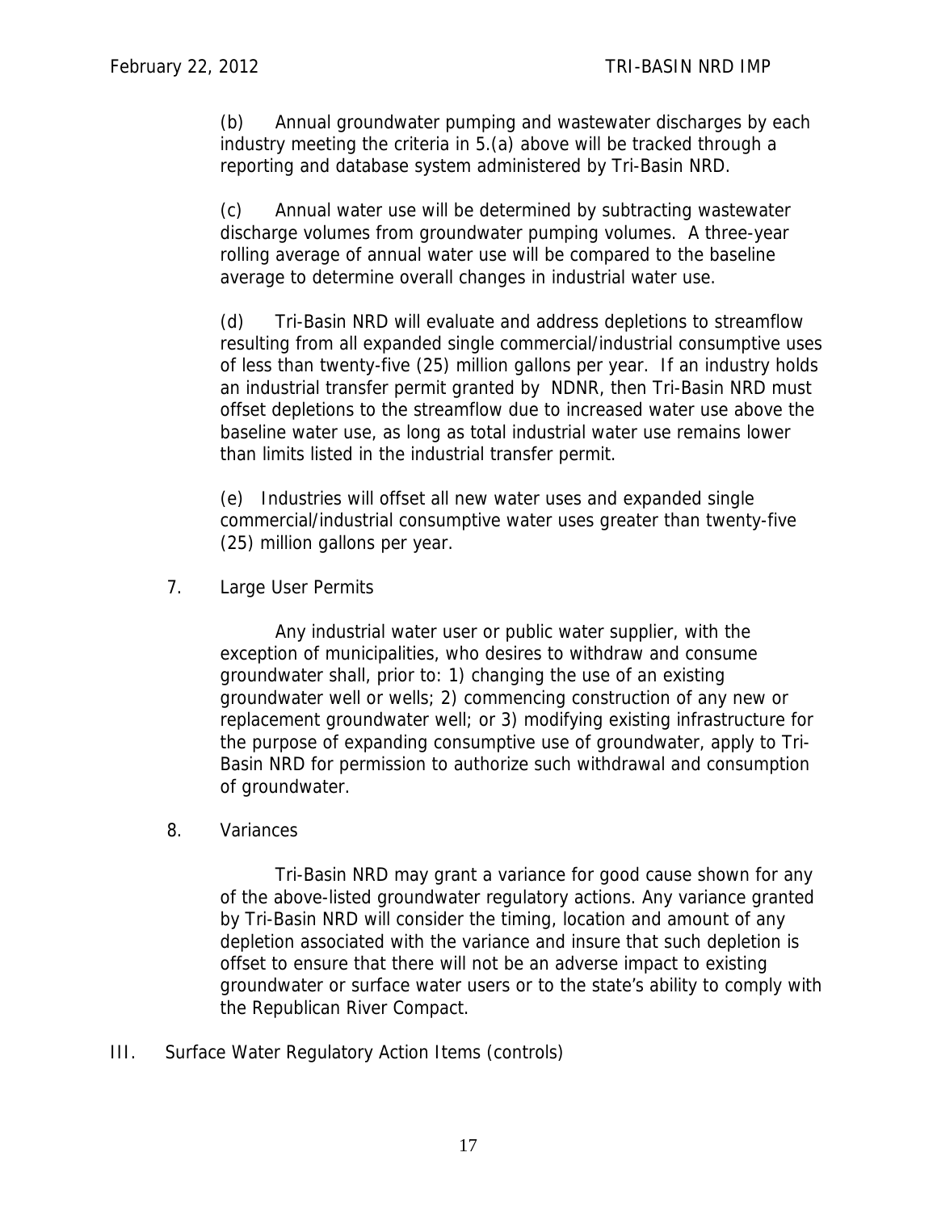(b) Annual groundwater pumping and wastewater discharges by each industry meeting the criteria in 5.(a) above will be tracked through a reporting and database system administered by Tri-Basin NRD.

(c) Annual water use will be determined by subtracting wastewater discharge volumes from groundwater pumping volumes. A three-year rolling average of annual water use will be compared to the baseline average to determine overall changes in industrial water use.

(d) Tri-Basin NRD will evaluate and address depletions to streamflow resulting from all expanded single commercial/industrial consumptive uses of less than twenty-five (25) million gallons per year. If an industry holds an industrial transfer permit granted by NDNR, then Tri-Basin NRD must offset depletions to the streamflow due to increased water use above the baseline water use, as long as total industrial water use remains lower than limits listed in the industrial transfer permit.

(e) Industries will offset all new water uses and expanded single commercial/industrial consumptive water uses greater than twenty-five (25) million gallons per year.

7. Large User Permits

Any industrial water user or public water supplier, with the exception of municipalities, who desires to withdraw and consume groundwater shall, prior to: 1) changing the use of an existing groundwater well or wells; 2) commencing construction of any new or replacement groundwater well; or 3) modifying existing infrastructure for the purpose of expanding consumptive use of groundwater, apply to Tri-Basin NRD for permission to authorize such withdrawal and consumption of groundwater.

8. Variances

Tri-Basin NRD may grant a variance for good cause shown for any of the above-listed groundwater regulatory actions. Any variance granted by Tri-Basin NRD will consider the timing, location and amount of any depletion associated with the variance and insure that such depletion is offset to ensure that there will not be an adverse impact to existing groundwater or surface water users or to the state's ability to comply with the Republican River Compact.

III. Surface Water Regulatory Action Items (controls)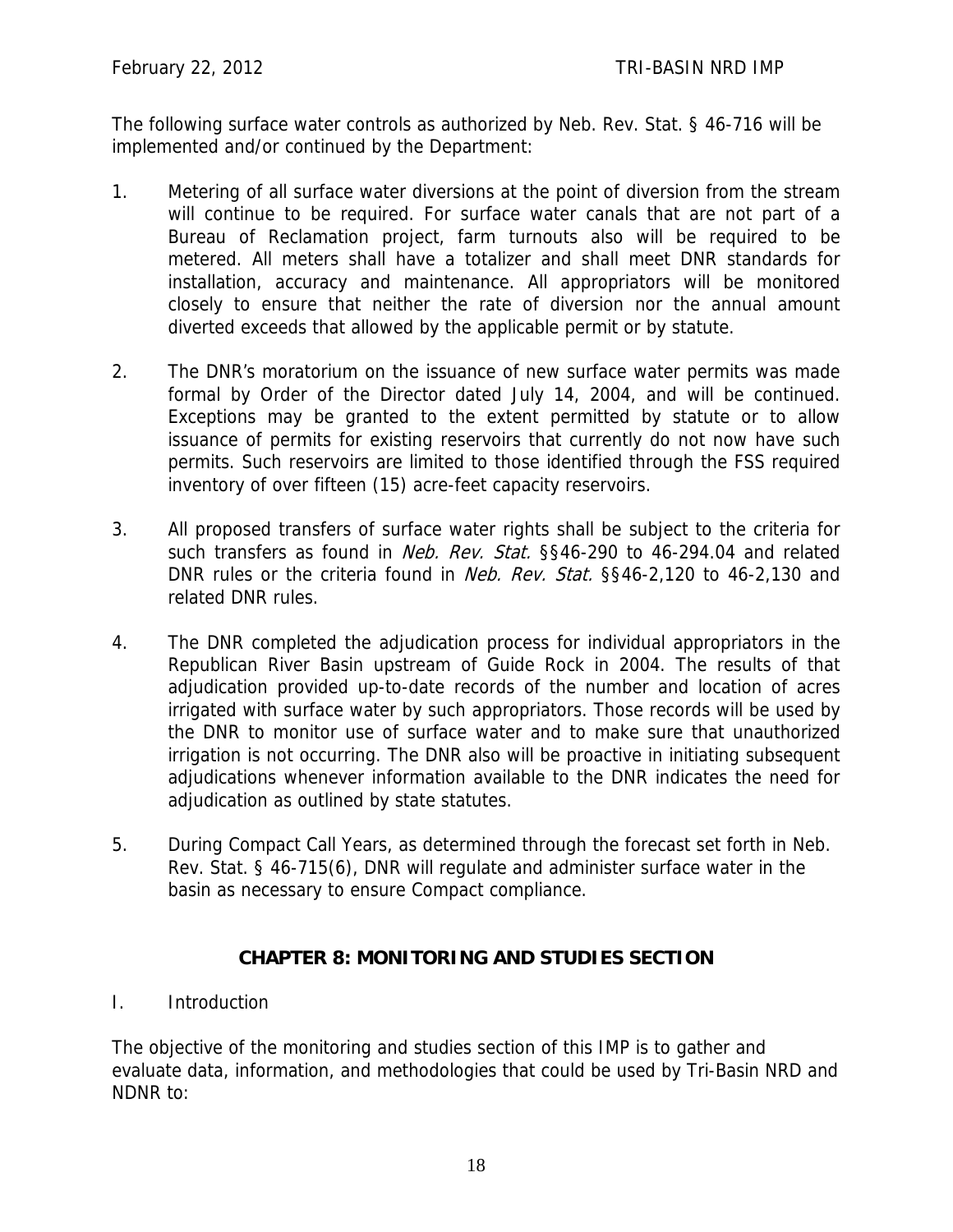The following surface water controls as authorized by Neb. Rev. Stat. § 46-716 will be implemented and/or continued by the Department:

1. Metering of all surface water diversions at the point of diversion from the stream will continue to be required. For surface water canals that are not part of a Bureau of Reclamation project, farm turnouts also will be required to be metered. All meters shall have a totalizer and shall meet DNR standards for installation, accuracy and maintenance. All appropriators will be monitored closely to ensure that neither the rate of diversion nor the annual amount diverted exceeds that allowed by the applicable permit or by statute.

2. The DNR's moratorium on the issuance of new surface water permits was made formal by Order of the Director dated July 14, 2004, and will be continued. Exceptions may be granted to the extent permitted by statute or to allow issuance of permits for existing reservoirs that currently do not now have such permits. Such reservoirs are limited to those identified through the FSS required inventory of over fifteen (15) acre-feet capacity reservoirs.

3. All proposed transfers of surface water rights shall be subject to the criteria for such transfers as found in *Neb. Rev. Stat.* §§46-290 to 46-294.04 and related DNR rules or the criteria found in *Neb. Rev. Stat.* §§46-2,120 to 46-2,130 and related DNR rules.

4. The DNR completed the adjudication process for individual appropriators in the Republican River Basin upstream of Guide Rock in 2004. The results of that adjudication provided up-to-date records of the number and location of acres irrigated with surface water by such appropriators. Those records will be used by the DNR to monitor use of surface water and to make sure that unauthorized irrigation is not occurring. The DNR also will be proactive in initiating subsequent adjudications whenever information available to the DNR indicates the need for adjudication as outlined by state statutes.

5. During Compact Call Years, as determined through the forecast set forth in Neb. Rev. Stat. § 46-715(6), DNR will regulate and administer surface water in the basin as necessary to ensure Compact compliance.

## CHAPTER 8: MONITORING AND STUDIES SECTION

I. Introduction

The objective of the monitoring and studies section of this IMP is to gather and evaluate data, information, and methodologies that could be used by Tri-Basin NRD and NDNR to: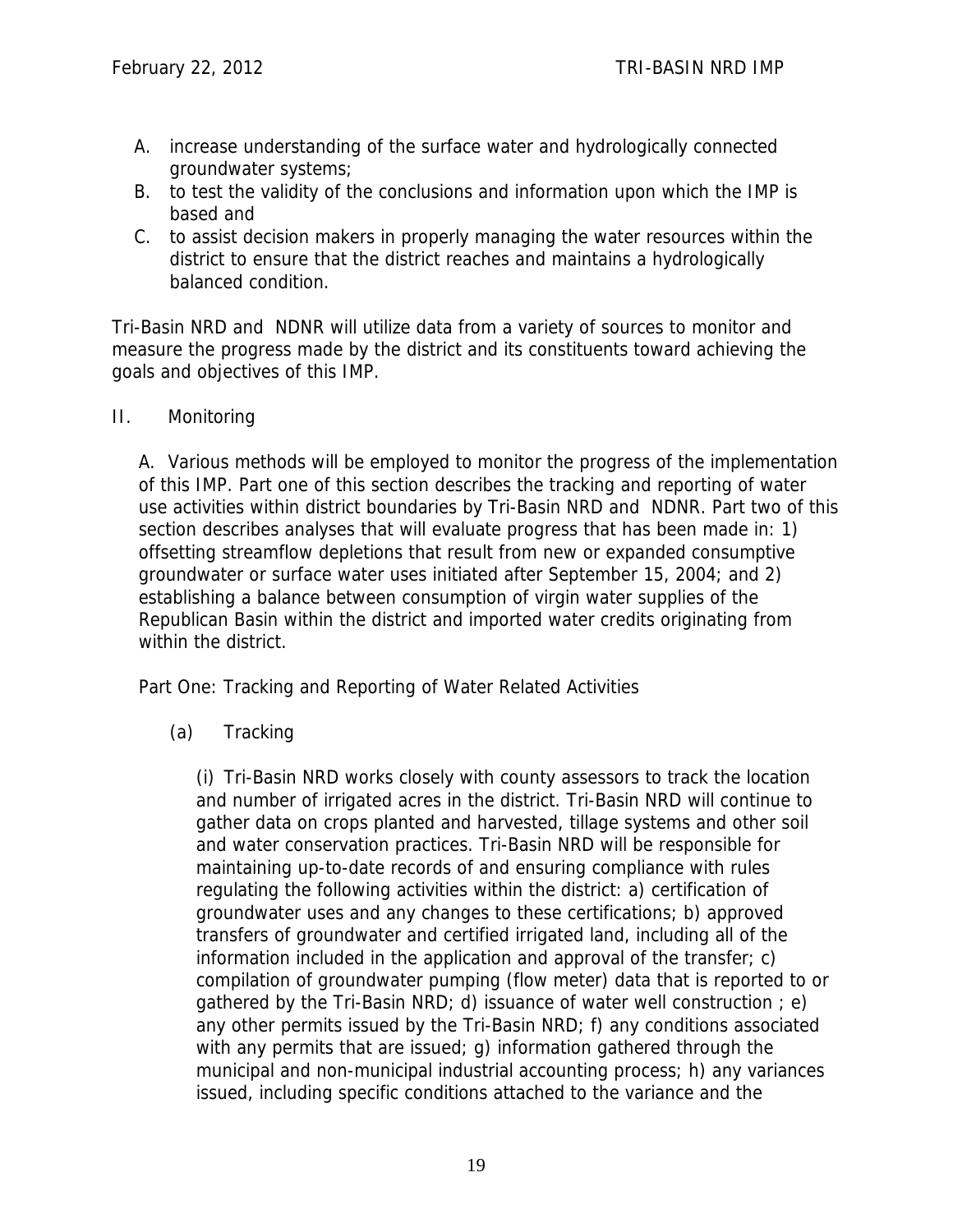A. increase understanding of the surface water and hydrologically connected groundwater systems;
B. to test the validity of the conclusions and information upon which the IMP is based and
C. to assist decision makers in properly managing the water resources within the district to ensure that the district reaches and maintains a hydrologically balanced condition.

Tri-Basin NRD and NDNR will utilize data from a variety of sources to monitor and measure the progress made by the district and its constituents toward achieving the goals and objectives of this IMP.

II. Monitoring

A. Various methods will be employed to monitor the progress of the implementation of this IMP. Part one of this section describes the tracking and reporting of water use activities within district boundaries by Tri-Basin NRD and NDNR. Part two of this section describes analyses that will evaluate progress that has been made in: 1) offsetting streamflow depletions that result from new or expanded consumptive groundwater or surface water uses initiated after September 15, 2004; and 2) establishing a balance between consumption of virgin water supplies of the Republican Basin within the district and imported water credits originating from within the district.

Part One: Tracking and Reporting of Water Related Activities

(a) Tracking

(i) Tri-Basin NRD works closely with county assessors to track the location and number of irrigated acres in the district. Tri-Basin NRD will continue to gather data on crops planted and harvested, tillage systems and other soil and water conservation practices. Tri-Basin NRD will be responsible for maintaining up-to-date records of and ensuring compliance with rules regulating the following activities within the district: a) certification of groundwater uses and any changes to these certifications; b) approved transfers of groundwater and certified irrigated land, including all of the information included in the application and approval of the transfer; c) compilation of groundwater pumping (flow meter) data that is reported to or gathered by the Tri-Basin NRD; d) issuance of water well construction ; e) any other permits issued by the Tri-Basin NRD; f) any conditions associated with any permits that are issued; g) information gathered through the municipal and non-municipal industrial accounting process; h) any variances issued, including specific conditions attached to the variance and the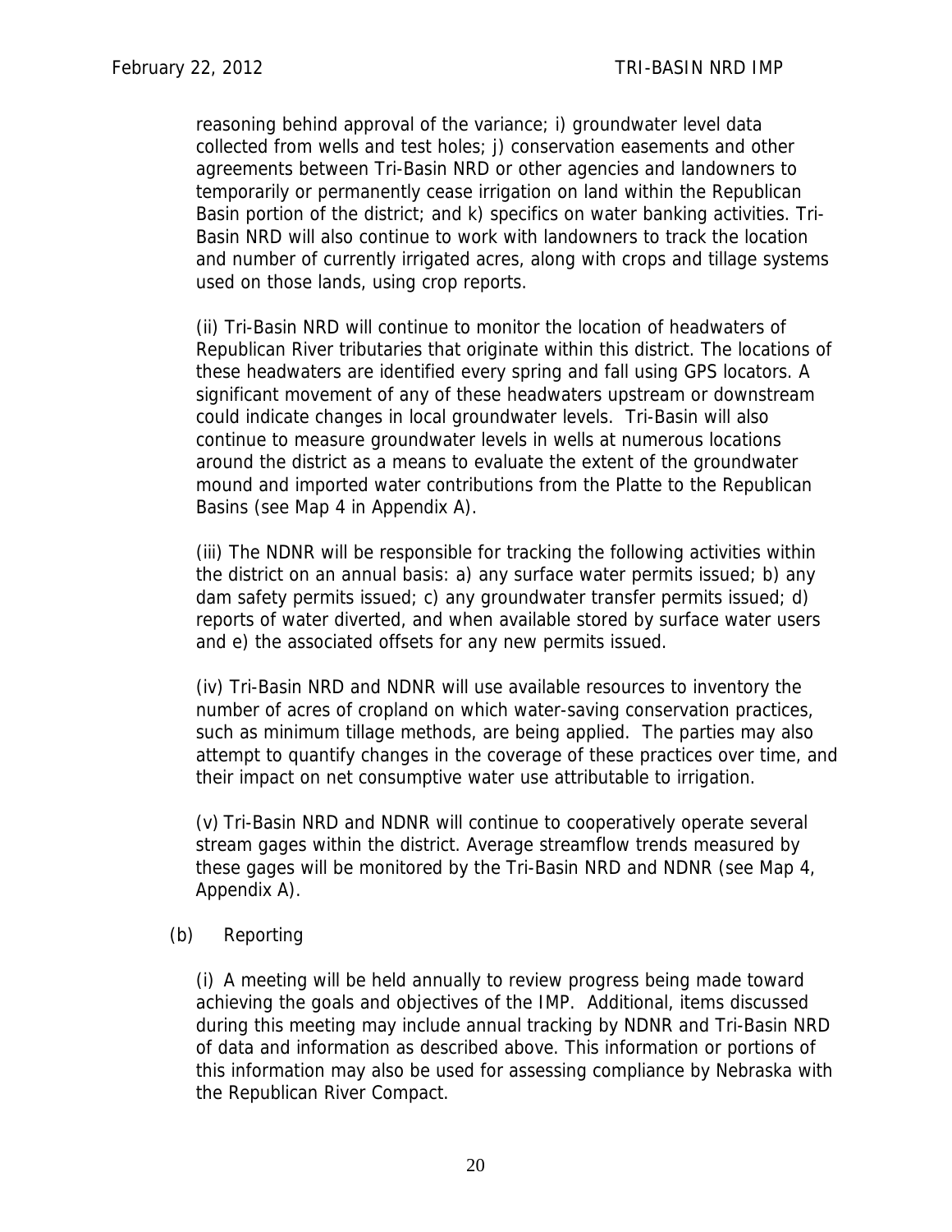reasoning behind approval of the variance; i) groundwater level data collected from wells and test holes; j) conservation easements and other agreements between Tri-Basin NRD or other agencies and landowners to temporarily or permanently cease irrigation on land within the Republican Basin portion of the district; and k) specifics on water banking activities. Tri-Basin NRD will also continue to work with landowners to track the location and number of currently irrigated acres, along with crops and tillage systems used on those lands, using crop reports.

(ii) Tri-Basin NRD will continue to monitor the location of headwaters of Republican River tributaries that originate within this district. The locations of these headwaters are identified every spring and fall using GPS locators. A significant movement of any of these headwaters upstream or downstream could indicate changes in local groundwater levels. Tri-Basin will also continue to measure groundwater levels in wells at numerous locations around the district as a means to evaluate the extent of the groundwater mound and imported water contributions from the Platte to the Republican Basins (see Map 4 in Appendix A).

(iii) The NDNR will be responsible for tracking the following activities within the district on an annual basis: a) any surface water permits issued; b) any dam safety permits issued; c) any groundwater transfer permits issued; d) reports of water diverted, and when available stored by surface water users and e) the associated offsets for any new permits issued.

(iv) Tri-Basin NRD and NDNR will use available resources to inventory the number of acres of cropland on which water-saving conservation practices, such as minimum tillage methods, are being applied. The parties may also attempt to quantify changes in the coverage of these practices over time, and their impact on net consumptive water use attributable to irrigation.

(v) Tri-Basin NRD and NDNR will continue to cooperatively operate several stream gages within the district. Average streamflow trends measured by these gages will be monitored by the Tri-Basin NRD and NDNR (see Map 4, Appendix A).

(b) Reporting

(i) A meeting will be held annually to review progress being made toward achieving the goals and objectives of the IMP. Additional, items discussed during this meeting may include annual tracking by NDNR and Tri-Basin NRD of data and information as described above. This information or portions of this information may also be used for assessing compliance by Nebraska with the Republican River Compact.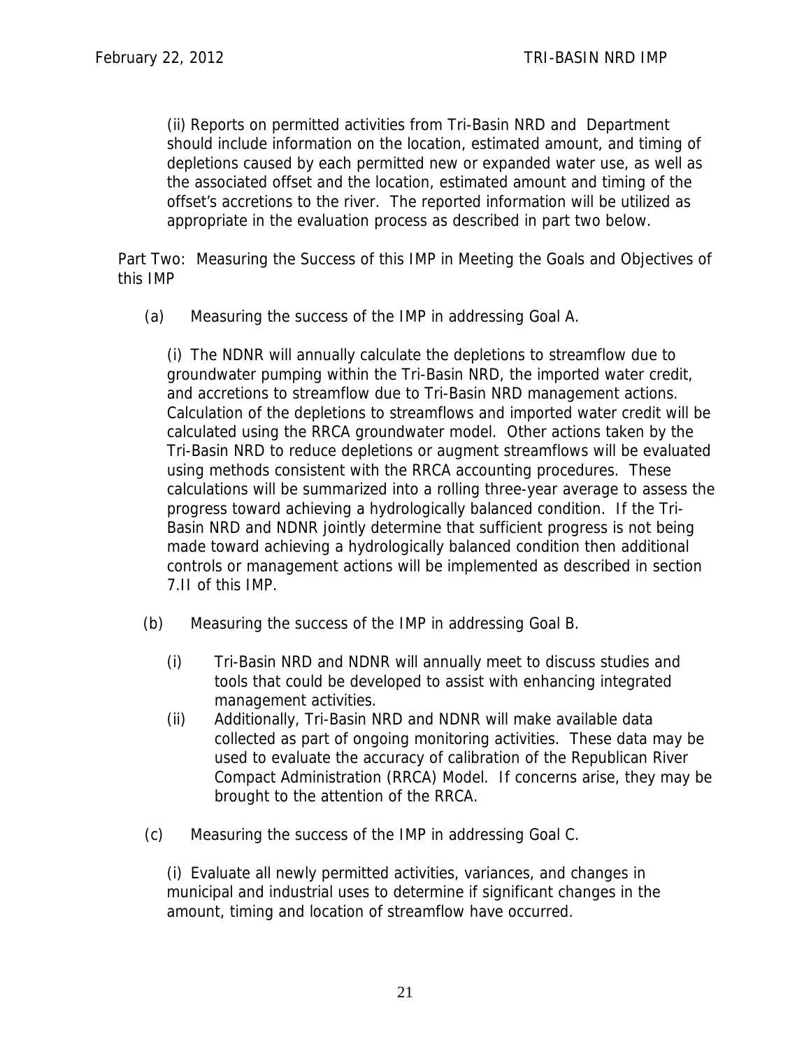(ii) Reports on permitted activities from Tri-Basin NRD and Department should include information on the location, estimated amount, and timing of depletions caused by each permitted new or expanded water use, as well as the associated offset and the location, estimated amount and timing of the offset's accretions to the river. The reported information will be utilized as appropriate in the evaluation process as described in part two below.

Part Two: Measuring the Success of this IMP in Meeting the Goals and Objectives of this IMP

(a) Measuring the success of the IMP in addressing Goal A.

(i) The NDNR will annually calculate the depletions to streamflow due to groundwater pumping within the Tri-Basin NRD, the imported water credit, and accretions to streamflow due to Tri-Basin NRD management actions. Calculation of the depletions to streamflows and imported water credit will be calculated using the RRCA groundwater model. Other actions taken by the Tri-Basin NRD to reduce depletions or augment streamflows will be evaluated using methods consistent with the RRCA accounting procedures. These calculations will be summarized into a rolling three-year average to assess the progress toward achieving a hydrologically balanced condition. If the Tri-Basin NRD and NDNR jointly determine that sufficient progress is not being made toward achieving a hydrologically balanced condition then additional controls or management actions will be implemented as described in section 7.II of this IMP.

(b) Measuring the success of the IMP in addressing Goal B.

(i) Tri-Basin NRD and NDNR will annually meet to discuss studies and tools that could be developed to assist with enhancing integrated management activities.

(ii) Additionally, Tri-Basin NRD and NDNR will make available data collected as part of ongoing monitoring activities. These data may be used to evaluate the accuracy of calibration of the Republican River Compact Administration (RRCA) Model. If concerns arise, they may be brought to the attention of the RRCA.

(c) Measuring the success of the IMP in addressing Goal C.

(i) Evaluate all newly permitted activities, variances, and changes in municipal and industrial uses to determine if significant changes in the amount, timing and location of streamflow have occurred.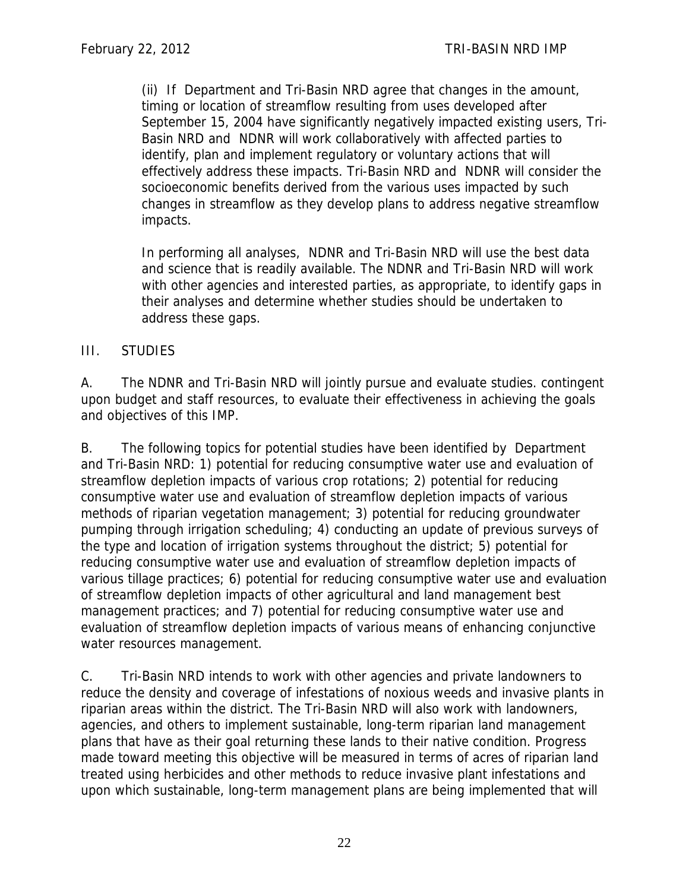(ii) If Department and Tri-Basin NRD agree that changes in the amount, timing or location of streamflow resulting from uses developed after September 15, 2004 have significantly negatively impacted existing users, Tri-Basin NRD and NDNR will work collaboratively with affected parties to identify, plan and implement regulatory or voluntary actions that will effectively address these impacts. Tri-Basin NRD and NDNR will consider the socioeconomic benefits derived from the various uses impacted by such changes in streamflow as they develop plans to address negative streamflow impacts.

In performing all analyses, NDNR and Tri-Basin NRD will use the best data and science that is readily available. The NDNR and Tri-Basin NRD will work with other agencies and interested parties, as appropriate, to identify gaps in their analyses and determine whether studies should be undertaken to address these gaps.

## III. STUDIES

A. The NDNR and Tri-Basin NRD will jointly pursue and evaluate studies. contingent upon budget and staff resources, to evaluate their effectiveness in achieving the goals and objectives of this IMP.

B. The following topics for potential studies have been identified by Department and Tri-Basin NRD: 1) potential for reducing consumptive water use and evaluation of streamflow depletion impacts of various crop rotations; 2) potential for reducing consumptive water use and evaluation of streamflow depletion impacts of various methods of riparian vegetation management; 3) potential for reducing groundwater pumping through irrigation scheduling; 4) conducting an update of previous surveys of the type and location of irrigation systems throughout the district; 5) potential for reducing consumptive water use and evaluation of streamflow depletion impacts of various tillage practices; 6) potential for reducing consumptive water use and evaluation of streamflow depletion impacts of other agricultural and land management best management practices; and 7) potential for reducing consumptive water use and evaluation of streamflow depletion impacts of various means of enhancing conjunctive water resources management.

C. Tri-Basin NRD intends to work with other agencies and private landowners to reduce the density and coverage of infestations of noxious weeds and invasive plants in riparian areas within the district. The Tri-Basin NRD will also work with landowners, agencies, and others to implement sustainable, long-term riparian land management plans that have as their goal returning these lands to their native condition. Progress made toward meeting this objective will be measured in terms of acres of riparian land treated using herbicides and other methods to reduce invasive plant infestations and upon which sustainable, long-term management plans are being implemented that will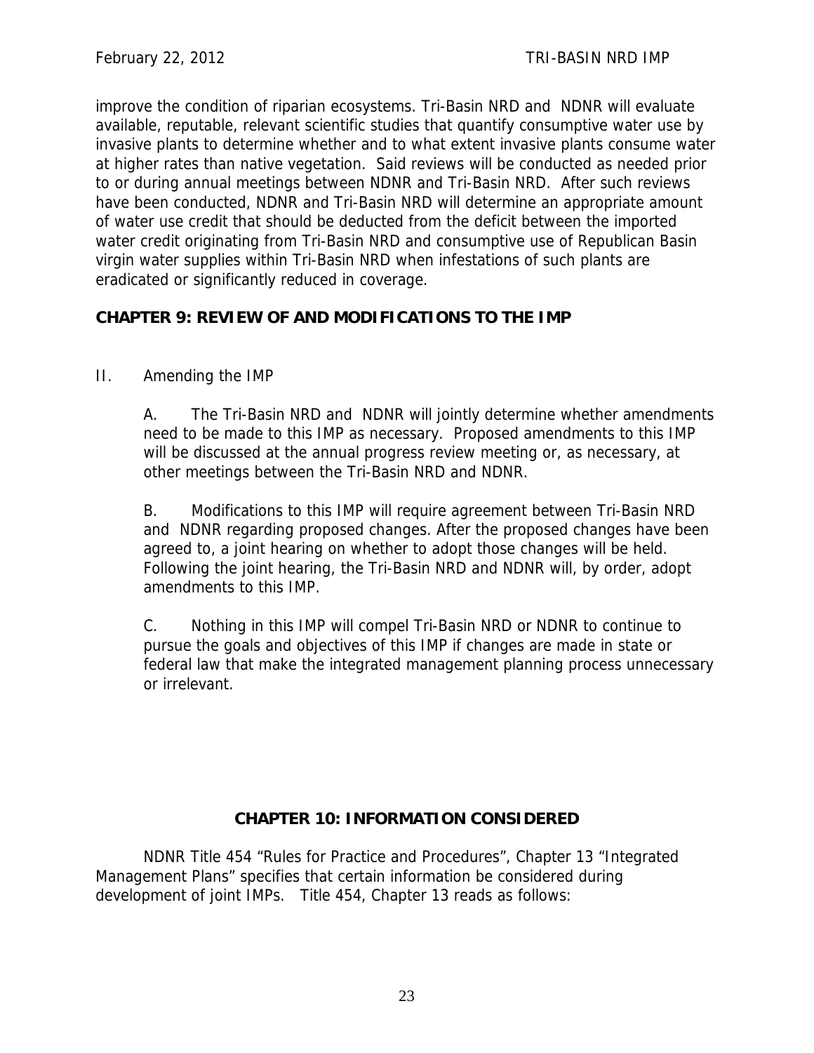improve the condition of riparian ecosystems. Tri-Basin NRD and NDNR will evaluate available, reputable, relevant scientific studies that quantify consumptive water use by invasive plants to determine whether and to what extent invasive plants consume water at higher rates than native vegetation. Said reviews will be conducted as needed prior to or during annual meetings between NDNR and Tri-Basin NRD. After such reviews have been conducted, NDNR and Tri-Basin NRD will determine an appropriate amount of water use credit that should be deducted from the deficit between the imported water credit originating from Tri-Basin NRD and consumptive use of Republican Basin virgin water supplies within Tri-Basin NRD when infestations of such plants are eradicated or significantly reduced in coverage.

## CHAPTER 9: REVIEW OF AND MODIFICATIONS TO THE IMP

II. Amending the IMP

A. The Tri-Basin NRD and NDNR will jointly determine whether amendments need to be made to this IMP as necessary. Proposed amendments to this IMP will be discussed at the annual progress review meeting or, as necessary, at other meetings between the Tri-Basin NRD and NDNR.

B. Modifications to this IMP will require agreement between Tri-Basin NRD and NDNR regarding proposed changes. After the proposed changes have been agreed to, a joint hearing on whether to adopt those changes will be held. Following the joint hearing, the Tri-Basin NRD and NDNR will, by order, adopt amendments to this IMP.

C. Nothing in this IMP will compel Tri-Basin NRD or NDNR to continue to pursue the goals and objectives of this IMP if changes are made in state or federal law that make the integrated management planning process unnecessary or irrelevant.

## CHAPTER 10: INFORMATION CONSIDERED

NDNR Title 454 "Rules for Practice and Procedures", Chapter 13 "Integrated Management Plans" specifies that certain information be considered during development of joint IMPs. Title 454, Chapter 13 reads as follows: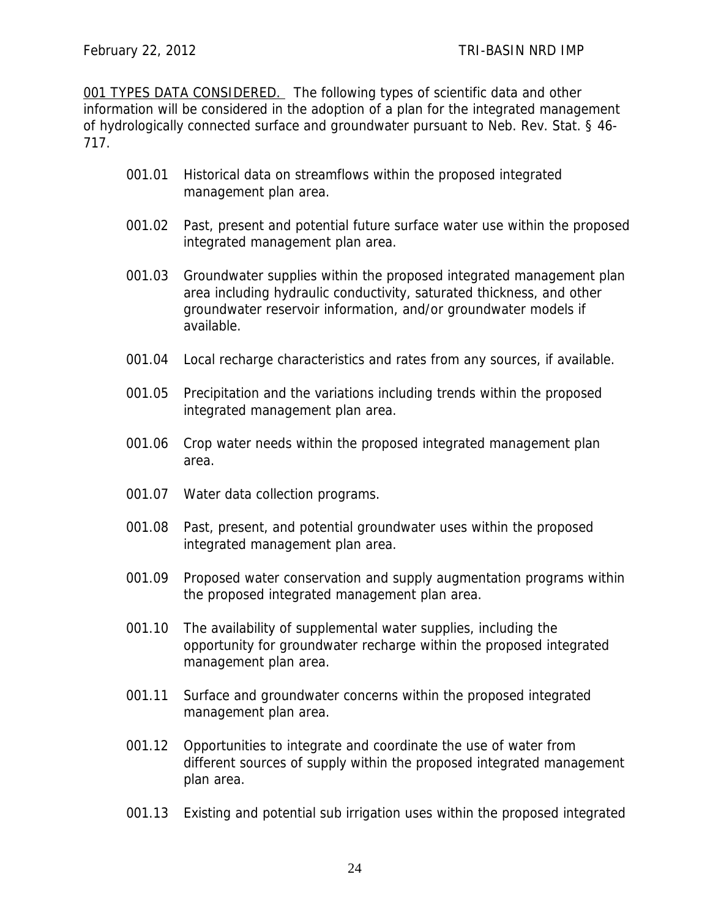<u>001 TYPES DATA CONSIDERED.</u> The following types of scientific data and other information will be considered in the adoption of a plan for the integrated management of hydrologically connected surface and groundwater pursuant to Neb. Rev. Stat. § 46-717.

001.01 Historical data on streamflows within the proposed integrated management plan area.

001.02 Past, present and potential future surface water use within the proposed integrated management plan area.

001.03 Groundwater supplies within the proposed integrated management plan area including hydraulic conductivity, saturated thickness, and other groundwater reservoir information, and/or groundwater models if available.

001.04 Local recharge characteristics and rates from any sources, if available.

001.05 Precipitation and the variations including trends within the proposed integrated management plan area.

001.06 Crop water needs within the proposed integrated management plan area.

001.07 Water data collection programs.

001.08 Past, present, and potential groundwater uses within the proposed integrated management plan area.

001.09 Proposed water conservation and supply augmentation programs within the proposed integrated management plan area.

001.10 The availability of supplemental water supplies, including the opportunity for groundwater recharge within the proposed integrated management plan area.

001.11 Surface and groundwater concerns within the proposed integrated management plan area.

001.12 Opportunities to integrate and coordinate the use of water from different sources of supply within the proposed integrated management plan area.

001.13 Existing and potential sub irrigation uses within the proposed integrated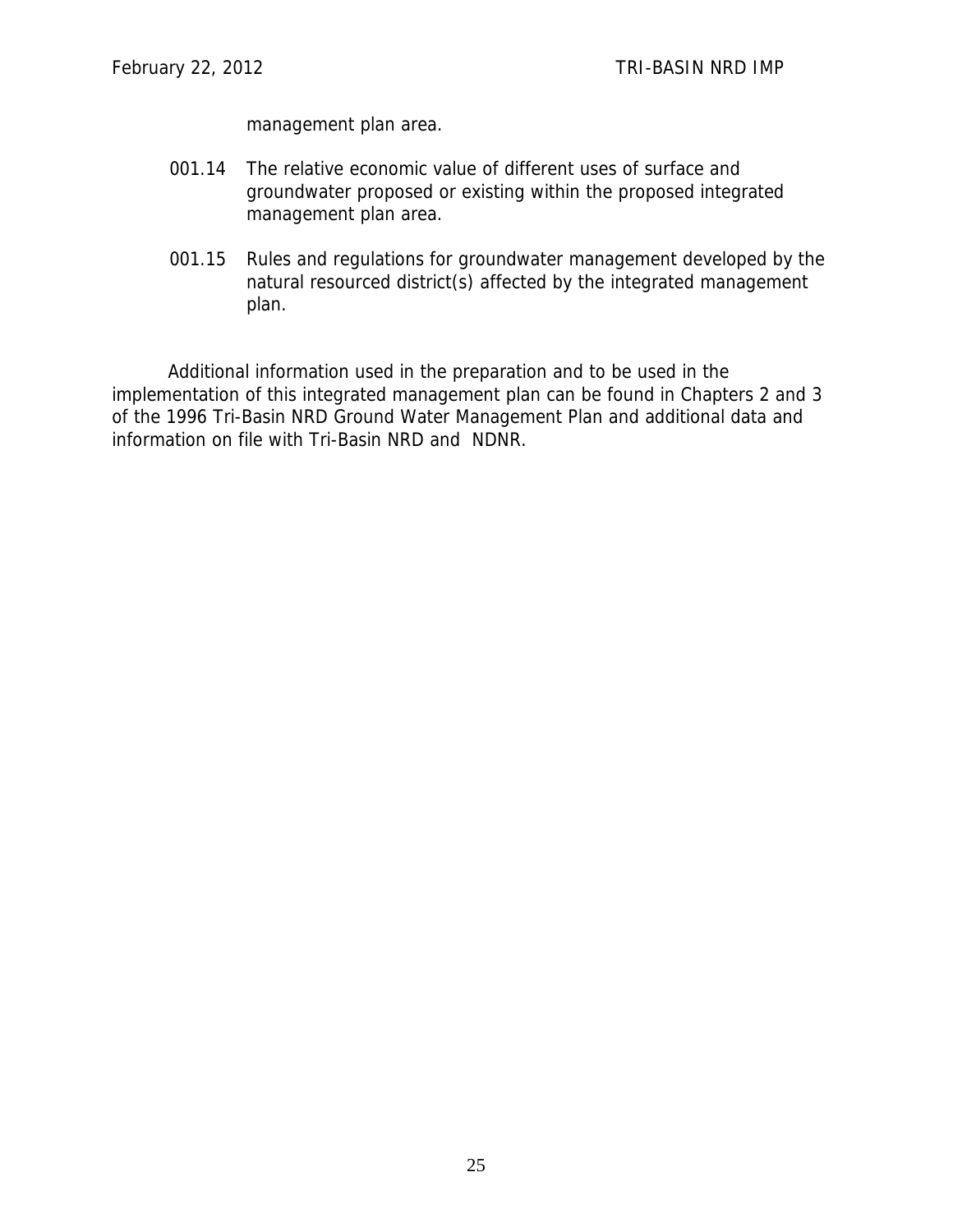management plan area.

001.14 The relative economic value of different uses of surface and groundwater proposed or existing within the proposed integrated management plan area.

001.15 Rules and regulations for groundwater management developed by the natural resourced district(s) affected by the integrated management plan.

Additional information used in the preparation and to be used in the implementation of this integrated management plan can be found in Chapters 2 and 3 of the 1996 Tri-Basin NRD Ground Water Management Plan and additional data and information on file with Tri-Basin NRD and NDNR.